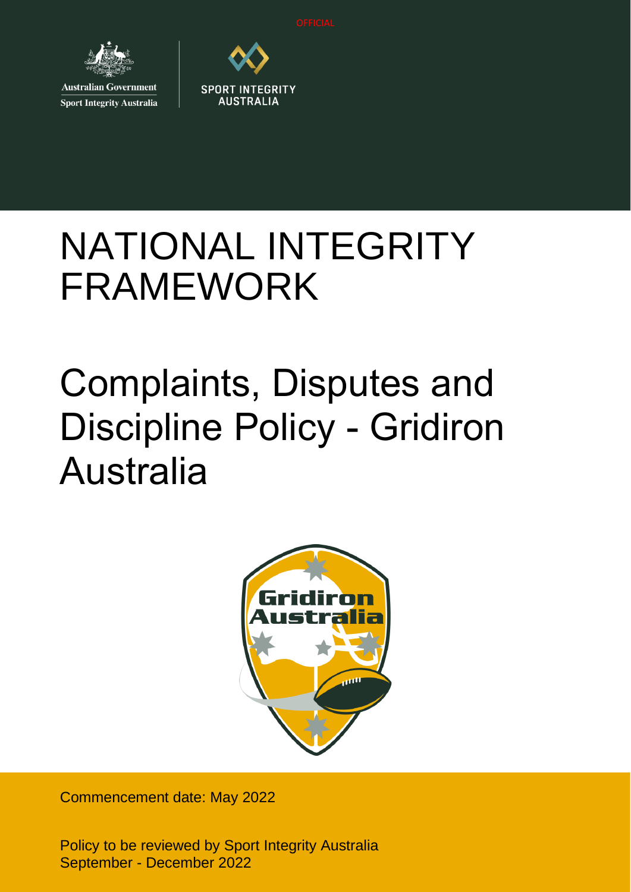OFFICIAL

Australian Government
Sport Integrity Australia

SPORT INTEGRITY AUSTRALIA

# NATIONAL INTEGRITY FRAMEWORK

# Complaints, Disputes and Discipline Policy - Gridiron Australia

Commencement date: May 2022

Policy to be reviewed by Sport Integrity Australia September - December 2022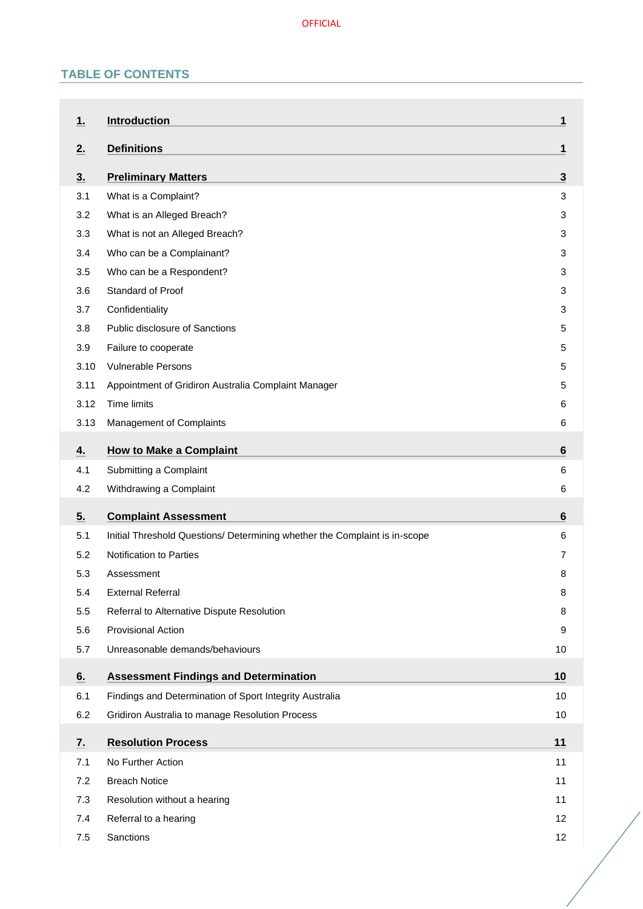## TABLE OF CONTENTS

| | | |
|---|---|---|
| **1.** | **Introduction** | **1** |
| **2.** | **Definitions** | **1** |
| **3.** | **Preliminary Matters** | **3** |
| 3.1 | What is a Complaint? | 3 |
| 3.2 | What is an Alleged Breach? | 3 |
| 3.3 | What is not an Alleged Breach? | 3 |
| 3.4 | Who can be a Complainant? | 3 |
| 3.5 | Who can be a Respondent? | 3 |
| 3.6 | Standard of Proof | 3 |
| 3.7 | Confidentiality | 3 |
| 3.8 | Public disclosure of Sanctions | 5 |
| 3.9 | Failure to cooperate | 5 |
| 3.10 | Vulnerable Persons | 5 |
| 3.11 | Appointment of Gridiron Australia Complaint Manager | 5 |
| 3.12 | Time limits | 6 |
| 3.13 | Management of Complaints | 6 |
| **4.** | **How to Make a Complaint** | **6** |
| 4.1 | Submitting a Complaint | 6 |
| 4.2 | Withdrawing a Complaint | 6 |
| **5.** | **Complaint Assessment** | **6** |
| 5.1 | Initial Threshold Questions/ Determining whether the Complaint is in-scope | 6 |
| 5.2 | Notification to Parties | 7 |
| 5.3 | Assessment | 8 |
| 5.4 | External Referral | 8 |
| 5.5 | Referral to Alternative Dispute Resolution | 8 |
| 5.6 | Provisional Action | 9 |
| 5.7 | Unreasonable demands/behaviours | 10 |
| **6.** | **Assessment Findings and Determination** | **10** |
| 6.1 | Findings and Determination of Sport Integrity Australia | 10 |
| 6.2 | Gridiron Australia to manage Resolution Process | 10 |
| **7.** | **Resolution Process** | **11** |
| 7.1 | No Further Action | 11 |
| 7.2 | Breach Notice | 11 |
| 7.3 | Resolution without a hearing | 11 |
| 7.4 | Referral to a hearing | 12 |
| 7.5 | Sanctions | 12 |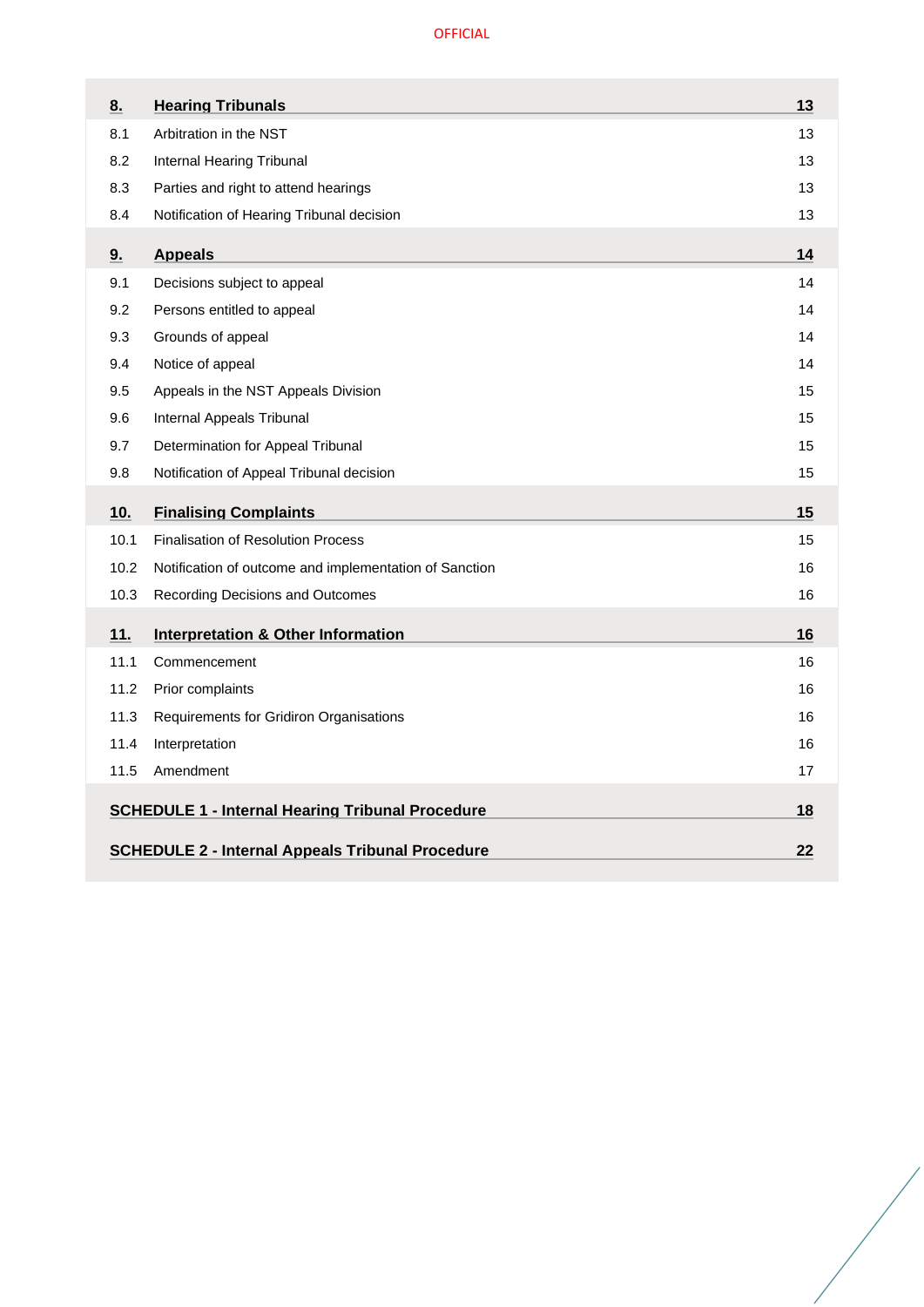| | | |
|---|---|---|
| **8.** | **Hearing Tribunals** | **13** |
| 8.1 | Arbitration in the NST | 13 |
| 8.2 | Internal Hearing Tribunal | 13 |
| 8.3 | Parties and right to attend hearings | 13 |
| 8.4 | Notification of Hearing Tribunal decision | 13 |
| **9.** | **Appeals** | **14** |
| 9.1 | Decisions subject to appeal | 14 |
| 9.2 | Persons entitled to appeal | 14 |
| 9.3 | Grounds of appeal | 14 |
| 9.4 | Notice of appeal | 14 |
| 9.5 | Appeals in the NST Appeals Division | 15 |
| 9.6 | Internal Appeals Tribunal | 15 |
| 9.7 | Determination for Appeal Tribunal | 15 |
| 9.8 | Notification of Appeal Tribunal decision | 15 |
| **10.** | **Finalising Complaints** | **15** |
| 10.1 | Finalisation of Resolution Process | 15 |
| 10.2 | Notification of outcome and implementation of Sanction | 16 |
| 10.3 | Recording Decisions and Outcomes | 16 |
| **11.** | **Interpretation & Other Information** | **16** |
| 11.1 | Commencement | 16 |
| 11.2 | Prior complaints | 16 |
| 11.3 | Requirements for Gridiron Organisations | 16 |
| 11.4 | Interpretation | 16 |
| 11.5 | Amendment | 17 |
| **SCHEDULE 1 - Internal Hearing Tribunal Procedure** | | **18** |
| **SCHEDULE 2 - Internal Appeals Tribunal Procedure** | | **22** |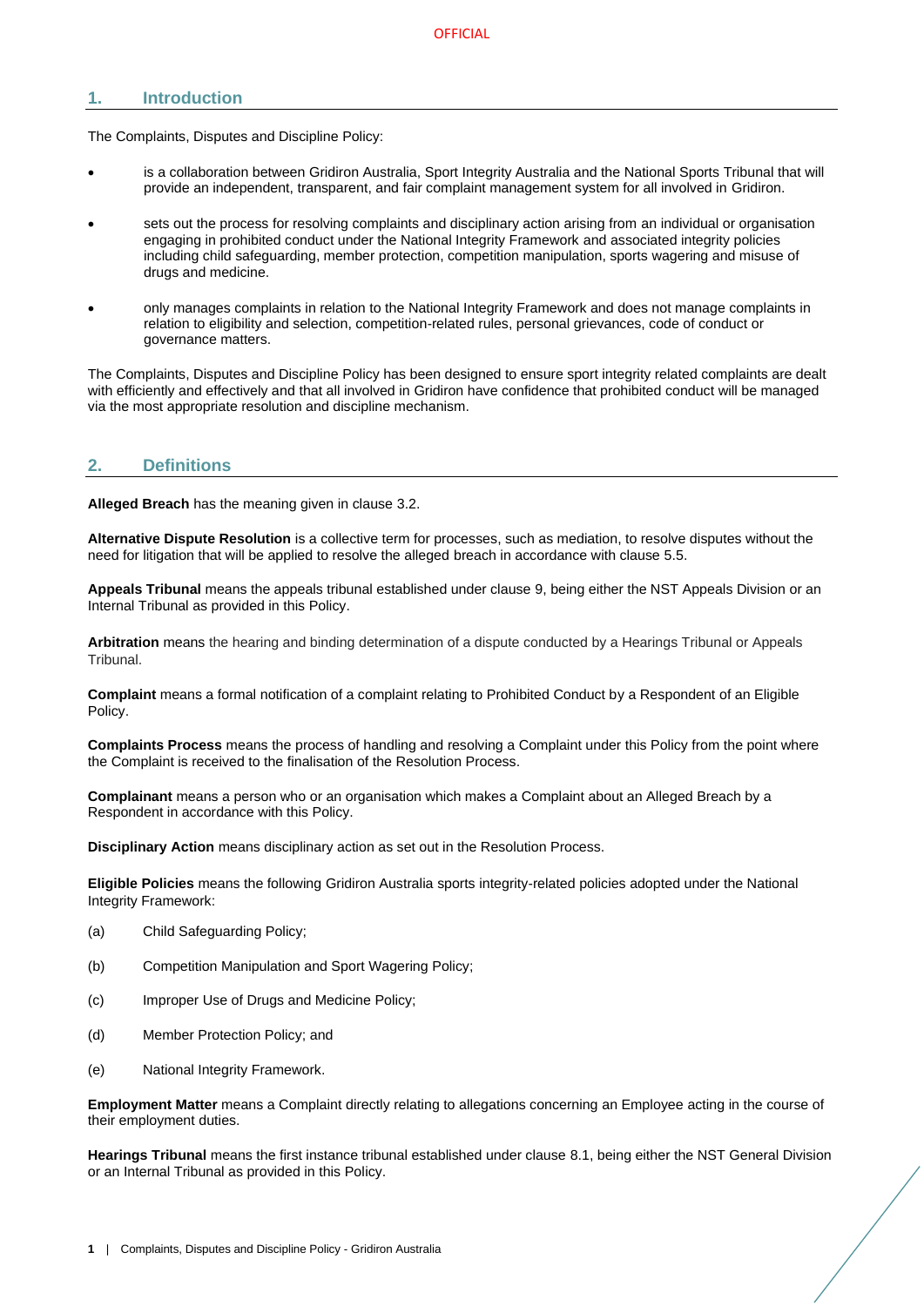## 1. Introduction

The Complaints, Disputes and Discipline Policy:

- is a collaboration between Gridiron Australia, Sport Integrity Australia and the National Sports Tribunal that will provide an independent, transparent, and fair complaint management system for all involved in Gridiron.
- sets out the process for resolving complaints and disciplinary action arising from an individual or organisation engaging in prohibited conduct under the National Integrity Framework and associated integrity policies including child safeguarding, member protection, competition manipulation, sports wagering and misuse of drugs and medicine.
- only manages complaints in relation to the National Integrity Framework and does not manage complaints in relation to eligibility and selection, competition-related rules, personal grievances, code of conduct or governance matters.

The Complaints, Disputes and Discipline Policy has been designed to ensure sport integrity related complaints are dealt with efficiently and effectively and that all involved in Gridiron have confidence that prohibited conduct will be managed via the most appropriate resolution and discipline mechanism.

## 2. Definitions

**Alleged Breach** has the meaning given in clause 3.2.

**Alternative Dispute Resolution** is a collective term for processes, such as mediation, to resolve disputes without the need for litigation that will be applied to resolve the alleged breach in accordance with clause 5.5.

**Appeals Tribunal** means the appeals tribunal established under clause 9, being either the NST Appeals Division or an Internal Tribunal as provided in this Policy.

**Arbitration** means the hearing and binding determination of a dispute conducted by a Hearings Tribunal or Appeals Tribunal.

**Complaint** means a formal notification of a complaint relating to Prohibited Conduct by a Respondent of an Eligible Policy.

**Complaints Process** means the process of handling and resolving a Complaint under this Policy from the point where the Complaint is received to the finalisation of the Resolution Process.

**Complainant** means a person who or an organisation which makes a Complaint about an Alleged Breach by a Respondent in accordance with this Policy.

**Disciplinary Action** means disciplinary action as set out in the Resolution Process.

**Eligible Policies** means the following Gridiron Australia sports integrity-related policies adopted under the National Integrity Framework:

(a) Child Safeguarding Policy;

(b) Competition Manipulation and Sport Wagering Policy;

(c) Improper Use of Drugs and Medicine Policy;

(d) Member Protection Policy; and

(e) National Integrity Framework.

**Employment Matter** means a Complaint directly relating to allegations concerning an Employee acting in the course of their employment duties.

**Hearings Tribunal** means the first instance tribunal established under clause 8.1, being either the NST General Division or an Internal Tribunal as provided in this Policy.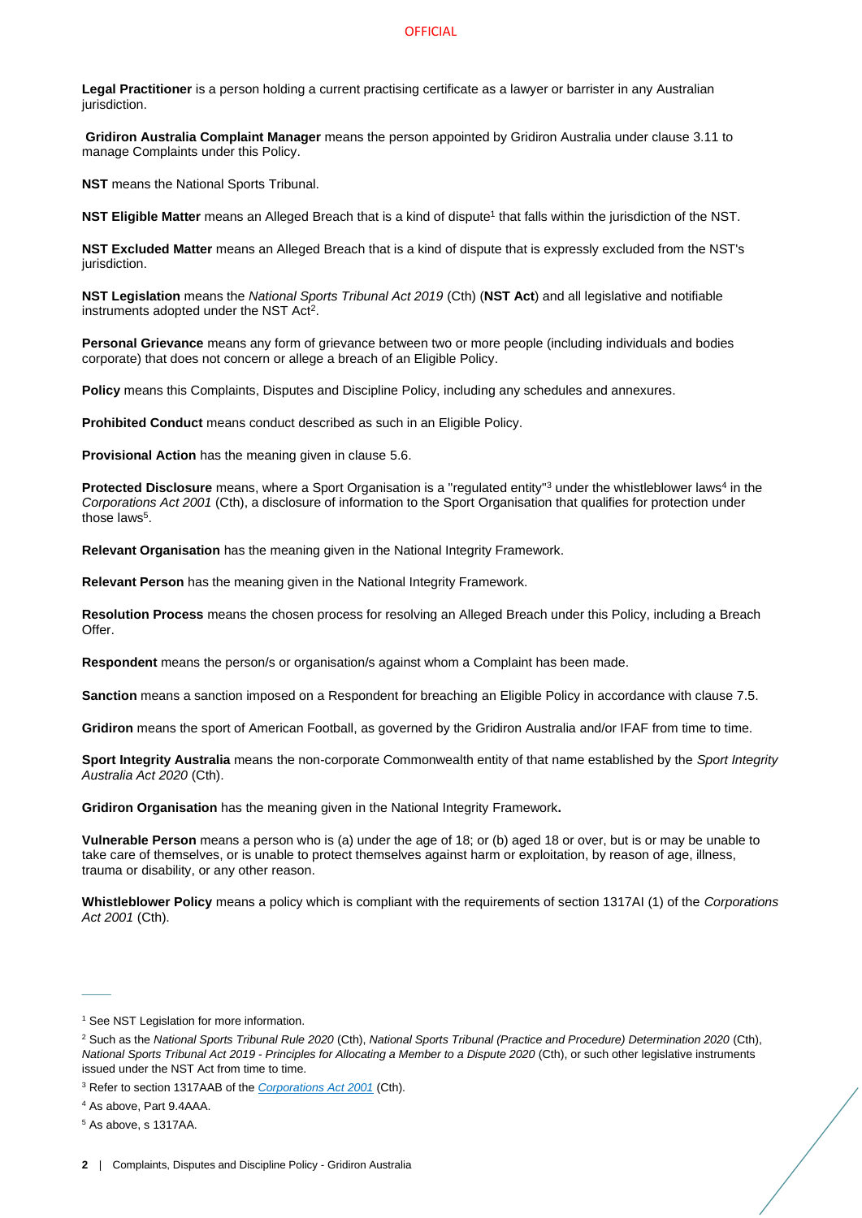**Legal Practitioner** is a person holding a current practising certificate as a lawyer or barrister in any Australian jurisdiction.

**Gridiron Australia Complaint Manager** means the person appointed by Gridiron Australia under clause 3.11 to manage Complaints under this Policy.

**NST** means the National Sports Tribunal.

**NST Eligible Matter** means an Alleged Breach that is a kind of dispute[1] that falls within the jurisdiction of the NST.

**NST Excluded Matter** means an Alleged Breach that is a kind of dispute that is expressly excluded from the NST's jurisdiction.

**NST Legislation** means the *National Sports Tribunal Act 2019* (Cth) (**NST Act**) and all legislative and notifiable instruments adopted under the NST Act[2].

**Personal Grievance** means any form of grievance between two or more people (including individuals and bodies corporate) that does not concern or allege a breach of an Eligible Policy.

**Policy** means this Complaints, Disputes and Discipline Policy, including any schedules and annexures.

**Prohibited Conduct** means conduct described as such in an Eligible Policy.

**Provisional Action** has the meaning given in clause 5.6.

**Protected Disclosure** means, where a Sport Organisation is a "regulated entity"[3] under the whistleblower laws[4] in the *Corporations Act 2001* (Cth), a disclosure of information to the Sport Organisation that qualifies for protection under those laws[5].

**Relevant Organisation** has the meaning given in the National Integrity Framework.

**Relevant Person** has the meaning given in the National Integrity Framework.

**Resolution Process** means the chosen process for resolving an Alleged Breach under this Policy, including a Breach Offer.

**Respondent** means the person/s or organisation/s against whom a Complaint has been made.

**Sanction** means a sanction imposed on a Respondent for breaching an Eligible Policy in accordance with clause 7.5.

**Gridiron** means the sport of American Football, as governed by the Gridiron Australia and/or IFAF from time to time.

**Sport Integrity Australia** means the non-corporate Commonwealth entity of that name established by the *Sport Integrity Australia Act 2020* (Cth).

**Gridiron Organisation** has the meaning given in the National Integrity Framework**.**

**Vulnerable Person** means a person who is (a) under the age of 18; or (b) aged 18 or over, but is or may be unable to take care of themselves, or is unable to protect themselves against harm or exploitation, by reason of age, illness, trauma or disability, or any other reason.

**Whistleblower Policy** means a policy which is compliant with the requirements of section 1317AI (1) of the *Corporations Act 2001* (Cth).

---

[1] See NST Legislation for more information.

[2] Such as the *National Sports Tribunal Rule 2020* (Cth), *National Sports Tribunal (Practice and Procedure) Determination 2020* (Cth), *National Sports Tribunal Act 2019 - Principles for Allocating a Member to a Dispute 2020* (Cth), or such other legislative instruments issued under the NST Act from time to time.

[3] Refer to section 1317AAB of the *Corporations Act 2001* (Cth).

[4] As above, Part 9.4AAA.

[5] As above, s 1317AA.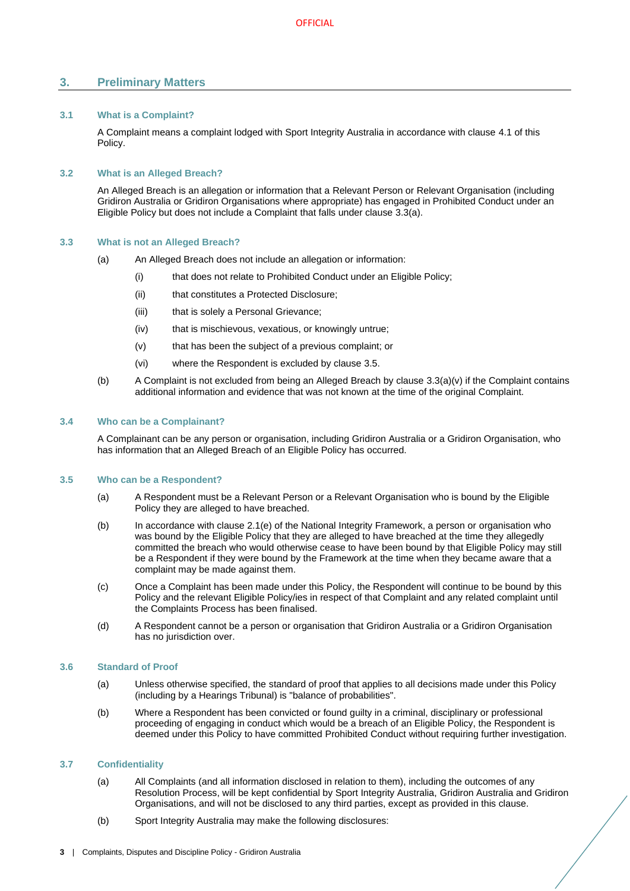## 3. Preliminary Matters

### 3.1 What is a Complaint?

A Complaint means a complaint lodged with Sport Integrity Australia in accordance with clause 4.1 of this Policy.

### 3.2 What is an Alleged Breach?

An Alleged Breach is an allegation or information that a Relevant Person or Relevant Organisation (including Gridiron Australia or Gridiron Organisations where appropriate) has engaged in Prohibited Conduct under an Eligible Policy but does not include a Complaint that falls under clause 3.3(a).

### 3.3 What is not an Alleged Breach?

(a) An Alleged Breach does not include an allegation or information:

  (i) that does not relate to Prohibited Conduct under an Eligible Policy;

  (ii) that constitutes a Protected Disclosure;

  (iii) that is solely a Personal Grievance;

  (iv) that is mischievous, vexatious, or knowingly untrue;

  (v) that has been the subject of a previous complaint; or

  (vi) where the Respondent is excluded by clause 3.5.

(b) A Complaint is not excluded from being an Alleged Breach by clause 3.3(a)(v) if the Complaint contains additional information and evidence that was not known at the time of the original Complaint.

### 3.4 Who can be a Complainant?

A Complainant can be any person or organisation, including Gridiron Australia or a Gridiron Organisation, who has information that an Alleged Breach of an Eligible Policy has occurred.

### 3.5 Who can be a Respondent?

(a) A Respondent must be a Relevant Person or a Relevant Organisation who is bound by the Eligible Policy they are alleged to have breached.

(b) In accordance with clause 2.1(e) of the National Integrity Framework, a person or organisation who was bound by the Eligible Policy that they are alleged to have breached at the time they allegedly committed the breach who would otherwise cease to have been bound by that Eligible Policy may still be a Respondent if they were bound by the Framework at the time when they became aware that a complaint may be made against them.

(c) Once a Complaint has been made under this Policy, the Respondent will continue to be bound by this Policy and the relevant Eligible Policy/ies in respect of that Complaint and any related complaint until the Complaints Process has been finalised.

(d) A Respondent cannot be a person or organisation that Gridiron Australia or a Gridiron Organisation has no jurisdiction over.

### 3.6 Standard of Proof

(a) Unless otherwise specified, the standard of proof that applies to all decisions made under this Policy (including by a Hearings Tribunal) is "balance of probabilities".

(b) Where a Respondent has been convicted or found guilty in a criminal, disciplinary or professional proceeding of engaging in conduct which would be a breach of an Eligible Policy, the Respondent is deemed under this Policy to have committed Prohibited Conduct without requiring further investigation.

### 3.7 Confidentiality

(a) All Complaints (and all information disclosed in relation to them), including the outcomes of any Resolution Process, will be kept confidential by Sport Integrity Australia, Gridiron Australia and Gridiron Organisations, and will not be disclosed to any third parties, except as provided in this clause.

(b) Sport Integrity Australia may make the following disclosures: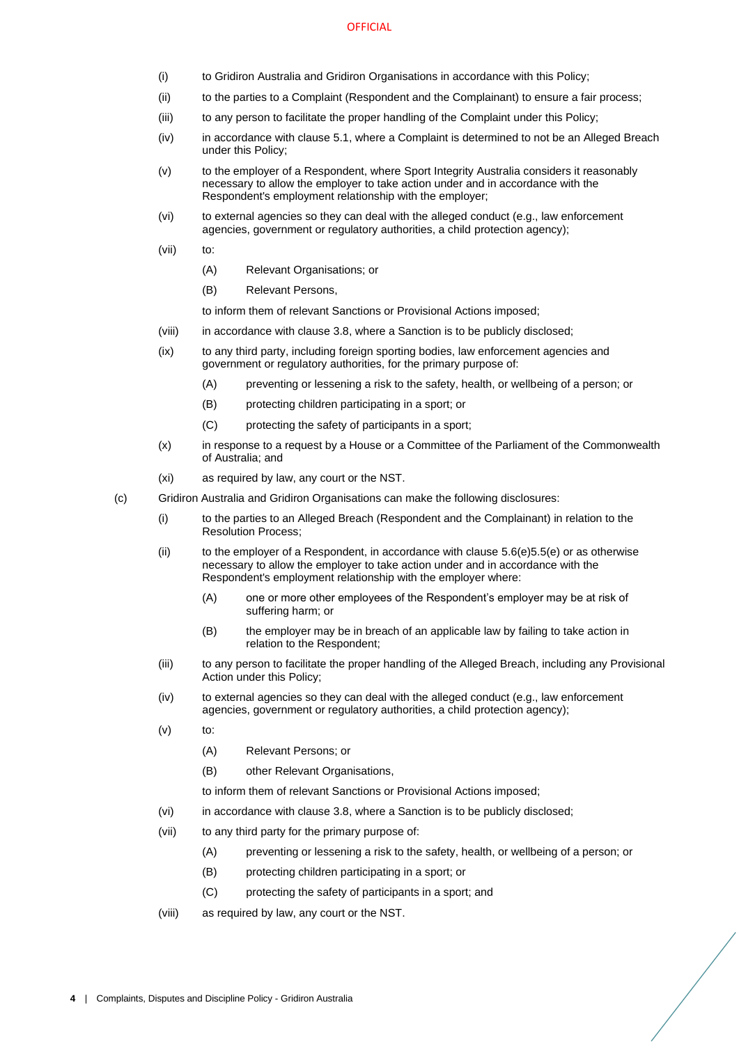(i) to Gridiron Australia and Gridiron Organisations in accordance with this Policy;

(ii) to the parties to a Complaint (Respondent and the Complainant) to ensure a fair process;

(iii) to any person to facilitate the proper handling of the Complaint under this Policy;

(iv) in accordance with clause 5.1, where a Complaint is determined to not be an Alleged Breach under this Policy;

(v) to the employer of a Respondent, where Sport Integrity Australia considers it reasonably necessary to allow the employer to take action under and in accordance with the Respondent's employment relationship with the employer;

(vi) to external agencies so they can deal with the alleged conduct (e.g., law enforcement agencies, government or regulatory authorities, a child protection agency);

(vii) to:

  (A) Relevant Organisations; or

  (B) Relevant Persons,

  to inform them of relevant Sanctions or Provisional Actions imposed;

(viii) in accordance with clause 3.8, where a Sanction is to be publicly disclosed;

(ix) to any third party, including foreign sporting bodies, law enforcement agencies and government or regulatory authorities, for the primary purpose of:

  (A) preventing or lessening a risk to the safety, health, or wellbeing of a person; or

  (B) protecting children participating in a sport; or

  (C) protecting the safety of participants in a sport;

(x) in response to a request by a House or a Committee of the Parliament of the Commonwealth of Australia; and

(xi) as required by law, any court or the NST.

(c) Gridiron Australia and Gridiron Organisations can make the following disclosures:

(i) to the parties to an Alleged Breach (Respondent and the Complainant) in relation to the Resolution Process;

(ii) to the employer of a Respondent, in accordance with clause 5.6(e)5.5(e) or as otherwise necessary to allow the employer to take action under and in accordance with the Respondent's employment relationship with the employer where:

  (A) one or more other employees of the Respondent's employer may be at risk of suffering harm; or

  (B) the employer may be in breach of an applicable law by failing to take action in relation to the Respondent;

(iii) to any person to facilitate the proper handling of the Alleged Breach, including any Provisional Action under this Policy;

(iv) to external agencies so they can deal with the alleged conduct (e.g., law enforcement agencies, government or regulatory authorities, a child protection agency);

(v) to:

  (A) Relevant Persons; or

  (B) other Relevant Organisations,

  to inform them of relevant Sanctions or Provisional Actions imposed;

(vi) in accordance with clause 3.8, where a Sanction is to be publicly disclosed;

(vii) to any third party for the primary purpose of:

  (A) preventing or lessening a risk to the safety, health, or wellbeing of a person; or

  (B) protecting children participating in a sport; or

  (C) protecting the safety of participants in a sport; and

(viii) as required by law, any court or the NST.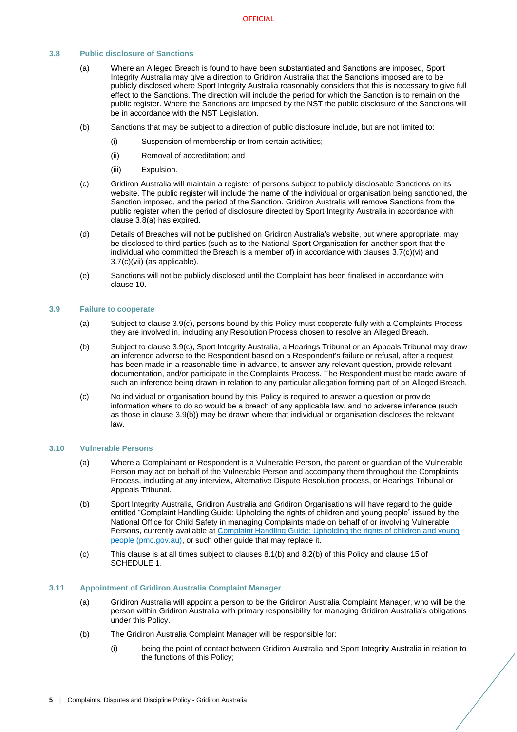### 3.8 Public disclosure of Sanctions

(a) Where an Alleged Breach is found to have been substantiated and Sanctions are imposed, Sport Integrity Australia may give a direction to Gridiron Australia that the Sanctions imposed are to be publicly disclosed where Sport Integrity Australia reasonably considers that this is necessary to give full effect to the Sanctions. The direction will include the period for which the Sanction is to remain on the public register. Where the Sanctions are imposed by the NST the public disclosure of the Sanctions will be in accordance with the NST Legislation.

(b) Sanctions that may be subject to a direction of public disclosure include, but are not limited to:

(i) Suspension of membership or from certain activities;

(ii) Removal of accreditation; and

(iii) Expulsion.

(c) Gridiron Australia will maintain a register of persons subject to publicly disclosable Sanctions on its website. The public register will include the name of the individual or organisation being sanctioned, the Sanction imposed, and the period of the Sanction. Gridiron Australia will remove Sanctions from the public register when the period of disclosure directed by Sport Integrity Australia in accordance with clause 3.8(a) has expired.

(d) Details of Breaches will not be published on Gridiron Australia's website, but where appropriate, may be disclosed to third parties (such as to the National Sport Organisation for another sport that the individual who committed the Breach is a member of) in accordance with clauses 3.7(c)(vi) and 3.7(c)(vii) (as applicable).

(e) Sanctions will not be publicly disclosed until the Complaint has been finalised in accordance with clause 10.

### 3.9 Failure to cooperate

(a) Subject to clause 3.9(c), persons bound by this Policy must cooperate fully with a Complaints Process they are involved in, including any Resolution Process chosen to resolve an Alleged Breach.

(b) Subject to clause 3.9(c), Sport Integrity Australia, a Hearings Tribunal or an Appeals Tribunal may draw an inference adverse to the Respondent based on a Respondent's failure or refusal, after a request has been made in a reasonable time in advance, to answer any relevant question, provide relevant documentation, and/or participate in the Complaints Process. The Respondent must be made aware of such an inference being drawn in relation to any particular allegation forming part of an Alleged Breach.

(c) No individual or organisation bound by this Policy is required to answer a question or provide information where to do so would be a breach of any applicable law, and no adverse inference (such as those in clause 3.9(b)) may be drawn where that individual or organisation discloses the relevant law.

### 3.10 Vulnerable Persons

(a) Where a Complainant or Respondent is a Vulnerable Person, the parent or guardian of the Vulnerable Person may act on behalf of the Vulnerable Person and accompany them throughout the Complaints Process, including at any interview, Alternative Dispute Resolution process, or Hearings Tribunal or Appeals Tribunal.

(b) Sport Integrity Australia, Gridiron Australia and Gridiron Organisations will have regard to the guide entitled "Complaint Handling Guide: Upholding the rights of children and young people" issued by the National Office for Child Safety in managing Complaints made on behalf of or involving Vulnerable Persons, currently available at [Complaint Handling Guide: Upholding the rights of children and young people (pmc.gov.au)](), or such other guide that may replace it.

(c) This clause is at all times subject to clauses 8.1(b) and 8.2(b) of this Policy and clause 15 of SCHEDULE 1.

### 3.11 Appointment of Gridiron Australia Complaint Manager

(a) Gridiron Australia will appoint a person to be the Gridiron Australia Complaint Manager, who will be the person within Gridiron Australia with primary responsibility for managing Gridiron Australia's obligations under this Policy.

(b) The Gridiron Australia Complaint Manager will be responsible for:

(i) being the point of contact between Gridiron Australia and Sport Integrity Australia in relation to the functions of this Policy;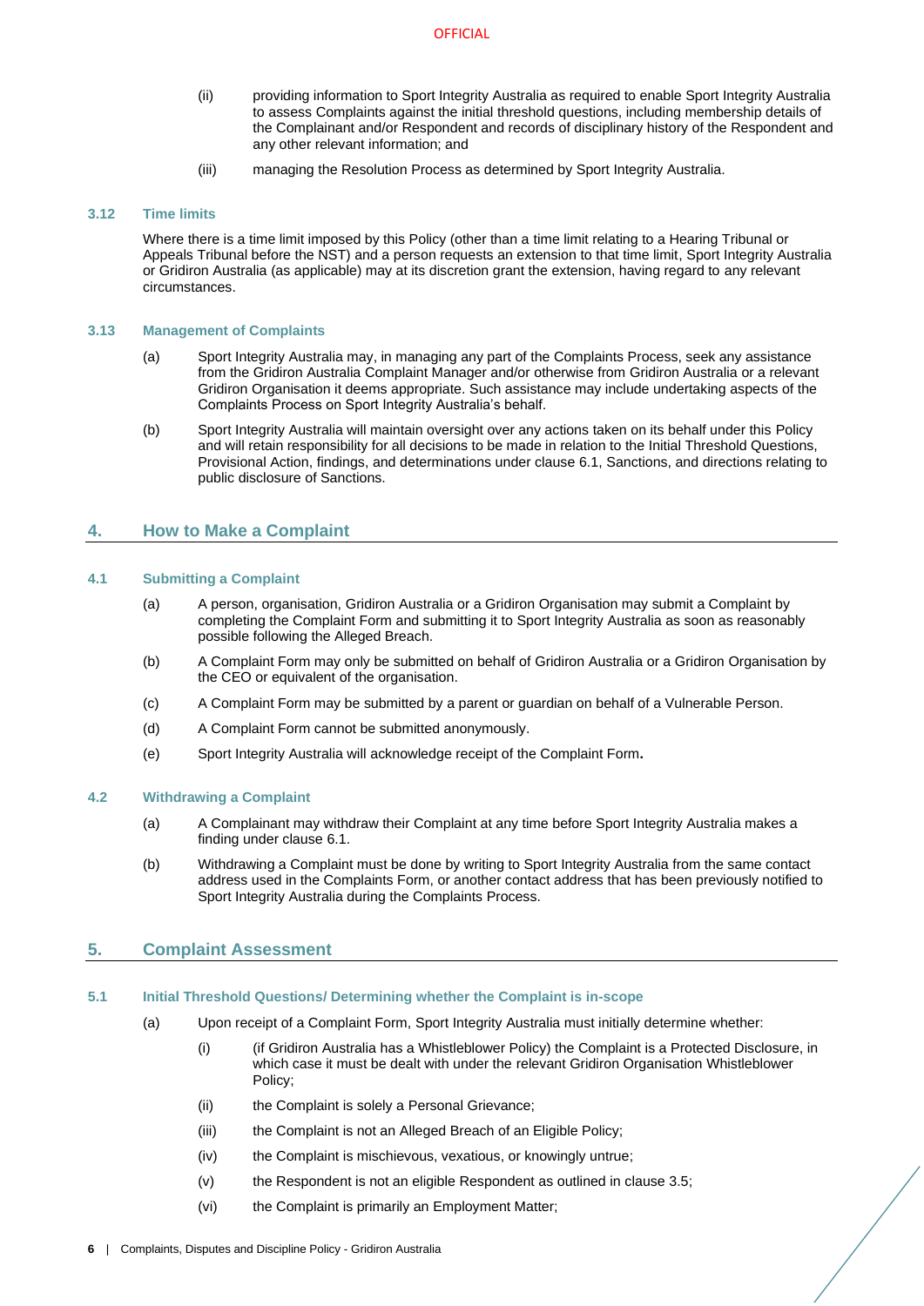(ii) providing information to Sport Integrity Australia as required to enable Sport Integrity Australia to assess Complaints against the initial threshold questions, including membership details of the Complainant and/or Respondent and records of disciplinary history of the Respondent and any other relevant information; and

(iii) managing the Resolution Process as determined by Sport Integrity Australia.

### 3.12 Time limits

Where there is a time limit imposed by this Policy (other than a time limit relating to a Hearing Tribunal or Appeals Tribunal before the NST) and a person requests an extension to that time limit, Sport Integrity Australia or Gridiron Australia (as applicable) may at its discretion grant the extension, having regard to any relevant circumstances.

### 3.13 Management of Complaints

(a) Sport Integrity Australia may, in managing any part of the Complaints Process, seek any assistance from the Gridiron Australia Complaint Manager and/or otherwise from Gridiron Australia or a relevant Gridiron Organisation it deems appropriate. Such assistance may include undertaking aspects of the Complaints Process on Sport Integrity Australia's behalf.

(b) Sport Integrity Australia will maintain oversight over any actions taken on its behalf under this Policy and will retain responsibility for all decisions to be made in relation to the Initial Threshold Questions, Provisional Action, findings, and determinations under clause 6.1, Sanctions, and directions relating to public disclosure of Sanctions.

## 4. How to Make a Complaint

### 4.1 Submitting a Complaint

(a) A person, organisation, Gridiron Australia or a Gridiron Organisation may submit a Complaint by completing the Complaint Form and submitting it to Sport Integrity Australia as soon as reasonably possible following the Alleged Breach.

(b) A Complaint Form may only be submitted on behalf of Gridiron Australia or a Gridiron Organisation by the CEO or equivalent of the organisation.

(c) A Complaint Form may be submitted by a parent or guardian on behalf of a Vulnerable Person.

(d) A Complaint Form cannot be submitted anonymously.

(e) Sport Integrity Australia will acknowledge receipt of the Complaint Form.

### 4.2 Withdrawing a Complaint

(a) A Complainant may withdraw their Complaint at any time before Sport Integrity Australia makes a finding under clause 6.1.

(b) Withdrawing a Complaint must be done by writing to Sport Integrity Australia from the same contact address used in the Complaints Form, or another contact address that has been previously notified to Sport Integrity Australia during the Complaints Process.

## 5. Complaint Assessment

### 5.1 Initial Threshold Questions/ Determining whether the Complaint is in-scope

(a) Upon receipt of a Complaint Form, Sport Integrity Australia must initially determine whether:

(i) (if Gridiron Australia has a Whistleblower Policy) the Complaint is a Protected Disclosure, in which case it must be dealt with under the relevant Gridiron Organisation Whistleblower Policy;

(ii) the Complaint is solely a Personal Grievance;

(iii) the Complaint is not an Alleged Breach of an Eligible Policy;

(iv) the Complaint is mischievous, vexatious, or knowingly untrue;

(v) the Respondent is not an eligible Respondent as outlined in clause 3.5;

(vi) the Complaint is primarily an Employment Matter;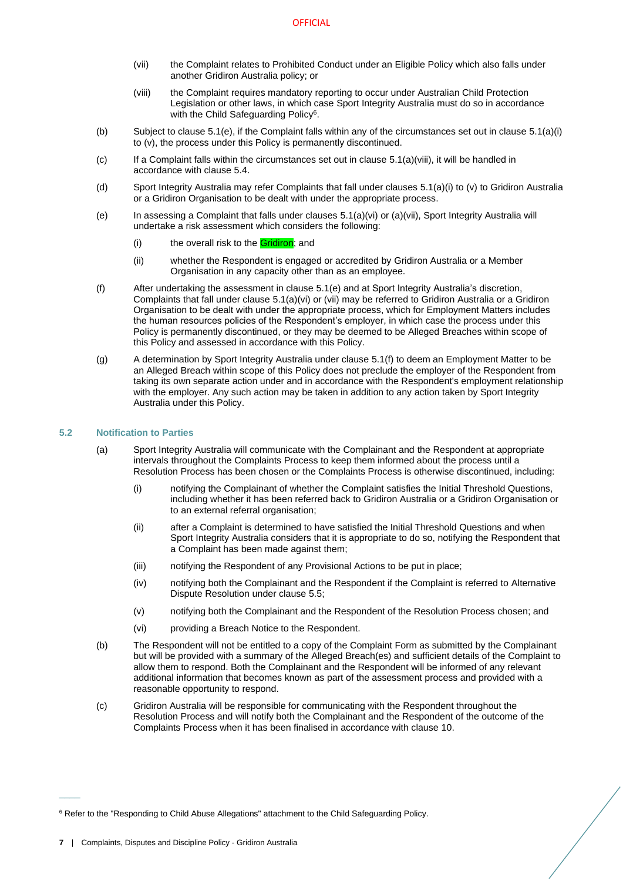(vii) the Complaint relates to Prohibited Conduct under an Eligible Policy which also falls under another Gridiron Australia policy; or

(viii) the Complaint requires mandatory reporting to occur under Australian Child Protection Legislation or other laws, in which case Sport Integrity Australia must do so in accordance with the Child Safeguarding Policy[6].

(b) Subject to clause 5.1(e), if the Complaint falls within any of the circumstances set out in clause 5.1(a)(i) to (v), the process under this Policy is permanently discontinued.

(c) If a Complaint falls within the circumstances set out in clause 5.1(a)(viii), it will be handled in accordance with clause 5.4.

(d) Sport Integrity Australia may refer Complaints that fall under clauses 5.1(a)(i) to (v) to Gridiron Australia or a Gridiron Organisation to be dealt with under the appropriate process.

(e) In assessing a Complaint that falls under clauses 5.1(a)(vi) or (a)(vii), Sport Integrity Australia will undertake a risk assessment which considers the following:

(i) the overall risk to the Gridiron; and

(ii) whether the Respondent is engaged or accredited by Gridiron Australia or a Member Organisation in any capacity other than as an employee.

(f) After undertaking the assessment in clause 5.1(e) and at Sport Integrity Australia's discretion, Complaints that fall under clause 5.1(a)(vi) or (vii) may be referred to Gridiron Australia or a Gridiron Organisation to be dealt with under the appropriate process, which for Employment Matters includes the human resources policies of the Respondent's employer, in which case the process under this Policy is permanently discontinued, or they may be deemed to be Alleged Breaches within scope of this Policy and assessed in accordance with this Policy.

(g) A determination by Sport Integrity Australia under clause 5.1(f) to deem an Employment Matter to be an Alleged Breach within scope of this Policy does not preclude the employer of the Respondent from taking its own separate action under and in accordance with the Respondent's employment relationship with the employer. Any such action may be taken in addition to any action taken by Sport Integrity Australia under this Policy.

### 5.2 Notification to Parties

(a) Sport Integrity Australia will communicate with the Complainant and the Respondent at appropriate intervals throughout the Complaints Process to keep them informed about the process until a Resolution Process has been chosen or the Complaints Process is otherwise discontinued, including:

(i) notifying the Complainant of whether the Complaint satisfies the Initial Threshold Questions, including whether it has been referred back to Gridiron Australia or a Gridiron Organisation or to an external referral organisation;

(ii) after a Complaint is determined to have satisfied the Initial Threshold Questions and when Sport Integrity Australia considers that it is appropriate to do so, notifying the Respondent that a Complaint has been made against them;

(iii) notifying the Respondent of any Provisional Actions to be put in place;

(iv) notifying both the Complainant and the Respondent if the Complaint is referred to Alternative Dispute Resolution under clause 5.5;

(v) notifying both the Complainant and the Respondent of the Resolution Process chosen; and

(vi) providing a Breach Notice to the Respondent.

(b) The Respondent will not be entitled to a copy of the Complaint Form as submitted by the Complainant but will be provided with a summary of the Alleged Breach(es) and sufficient details of the Complaint to allow them to respond. Both the Complainant and the Respondent will be informed of any relevant additional information that becomes known as part of the assessment process and provided with a reasonable opportunity to respond.

(c) Gridiron Australia will be responsible for communicating with the Respondent throughout the Resolution Process and will notify both the Complainant and the Respondent of the outcome of the Complaints Process when it has been finalised in accordance with clause 10.

---

[6] Refer to the "Responding to Child Abuse Allegations" attachment to the Child Safeguarding Policy.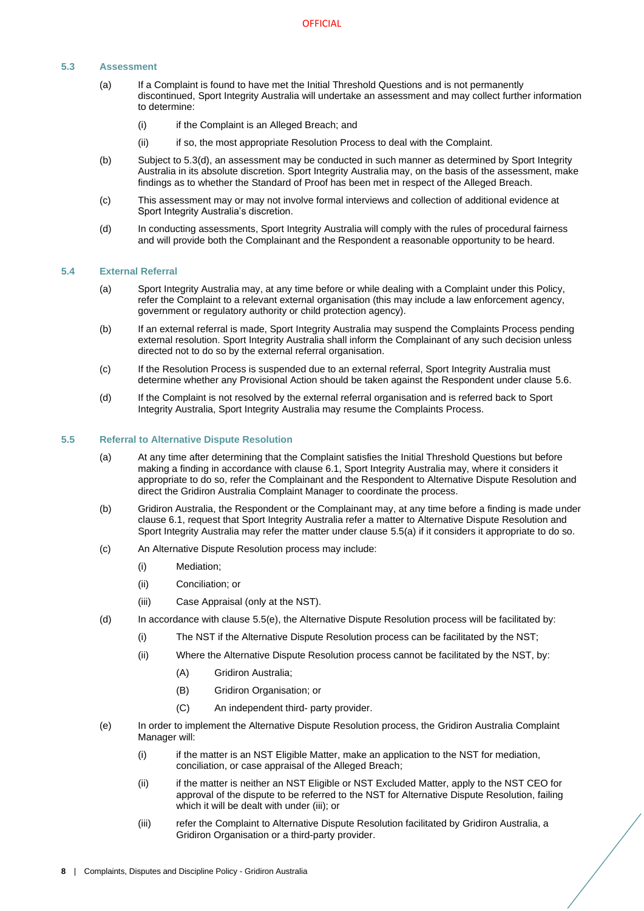### 5.3 Assessment

(a) If a Complaint is found to have met the Initial Threshold Questions and is not permanently discontinued, Sport Integrity Australia will undertake an assessment and may collect further information to determine:

(i) if the Complaint is an Alleged Breach; and

(ii) if so, the most appropriate Resolution Process to deal with the Complaint.

(b) Subject to 5.3(d), an assessment may be conducted in such manner as determined by Sport Integrity Australia in its absolute discretion. Sport Integrity Australia may, on the basis of the assessment, make findings as to whether the Standard of Proof has been met in respect of the Alleged Breach.

(c) This assessment may or may not involve formal interviews and collection of additional evidence at Sport Integrity Australia's discretion.

(d) In conducting assessments, Sport Integrity Australia will comply with the rules of procedural fairness and will provide both the Complainant and the Respondent a reasonable opportunity to be heard.

### 5.4 External Referral

(a) Sport Integrity Australia may, at any time before or while dealing with a Complaint under this Policy, refer the Complaint to a relevant external organisation (this may include a law enforcement agency, government or regulatory authority or child protection agency).

(b) If an external referral is made, Sport Integrity Australia may suspend the Complaints Process pending external resolution. Sport Integrity Australia shall inform the Complainant of any such decision unless directed not to do so by the external referral organisation.

(c) If the Resolution Process is suspended due to an external referral, Sport Integrity Australia must determine whether any Provisional Action should be taken against the Respondent under clause 5.6.

(d) If the Complaint is not resolved by the external referral organisation and is referred back to Sport Integrity Australia, Sport Integrity Australia may resume the Complaints Process.

### 5.5 Referral to Alternative Dispute Resolution

(a) At any time after determining that the Complaint satisfies the Initial Threshold Questions but before making a finding in accordance with clause 6.1, Sport Integrity Australia may, where it considers it appropriate to do so, refer the Complainant and the Respondent to Alternative Dispute Resolution and direct the Gridiron Australia Complaint Manager to coordinate the process.

(b) Gridiron Australia, the Respondent or the Complainant may, at any time before a finding is made under clause 6.1, request that Sport Integrity Australia refer a matter to Alternative Dispute Resolution and Sport Integrity Australia may refer the matter under clause 5.5(a) if it considers it appropriate to do so.

(c) An Alternative Dispute Resolution process may include:

(i) Mediation;

(ii) Conciliation; or

(iii) Case Appraisal (only at the NST).

(d) In accordance with clause 5.5(e), the Alternative Dispute Resolution process will be facilitated by:

(i) The NST if the Alternative Dispute Resolution process can be facilitated by the NST;

(ii) Where the Alternative Dispute Resolution process cannot be facilitated by the NST, by:

(A) Gridiron Australia;

(B) Gridiron Organisation; or

(C) An independent third- party provider.

(e) In order to implement the Alternative Dispute Resolution process, the Gridiron Australia Complaint Manager will:

(i) if the matter is an NST Eligible Matter, make an application to the NST for mediation, conciliation, or case appraisal of the Alleged Breach;

(ii) if the matter is neither an NST Eligible or NST Excluded Matter, apply to the NST CEO for approval of the dispute to be referred to the NST for Alternative Dispute Resolution, failing which it will be dealt with under (iii); or

(iii) refer the Complaint to Alternative Dispute Resolution facilitated by Gridiron Australia, a Gridiron Organisation or a third-party provider.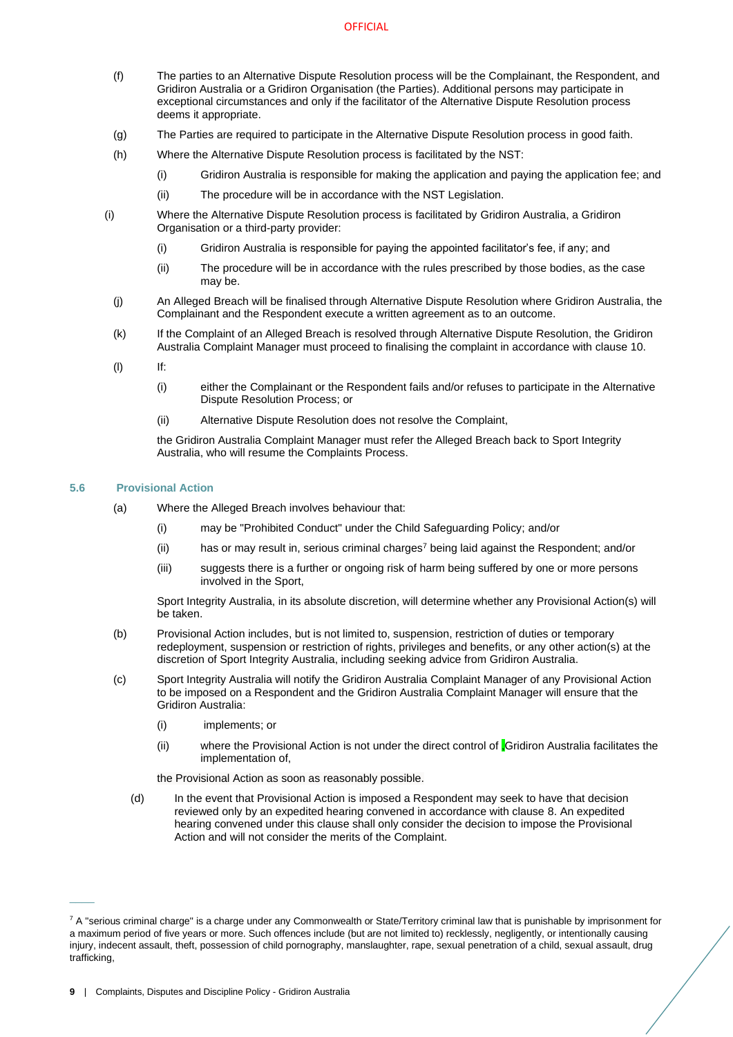(f) The parties to an Alternative Dispute Resolution process will be the Complainant, the Respondent, and Gridiron Australia or a Gridiron Organisation (the Parties). Additional persons may participate in exceptional circumstances and only if the facilitator of the Alternative Dispute Resolution process deems it appropriate.

(g) The Parties are required to participate in the Alternative Dispute Resolution process in good faith.

(h) Where the Alternative Dispute Resolution process is facilitated by the NST:

  (i) Gridiron Australia is responsible for making the application and paying the application fee; and

  (ii) The procedure will be in accordance with the NST Legislation.

(i) Where the Alternative Dispute Resolution process is facilitated by Gridiron Australia, a Gridiron Organisation or a third-party provider:

  (i) Gridiron Australia is responsible for paying the appointed facilitator's fee, if any; and

  (ii) The procedure will be in accordance with the rules prescribed by those bodies, as the case may be.

(j) An Alleged Breach will be finalised through Alternative Dispute Resolution where Gridiron Australia, the Complainant and the Respondent execute a written agreement as to an outcome.

(k) If the Complaint of an Alleged Breach is resolved through Alternative Dispute Resolution, the Gridiron Australia Complaint Manager must proceed to finalising the complaint in accordance with clause 10.

(l) If:

  (i) either the Complainant or the Respondent fails and/or refuses to participate in the Alternative Dispute Resolution Process; or

  (ii) Alternative Dispute Resolution does not resolve the Complaint,

  the Gridiron Australia Complaint Manager must refer the Alleged Breach back to Sport Integrity Australia, who will resume the Complaints Process.

## 5.6 Provisional Action

(a) Where the Alleged Breach involves behaviour that:

  (i) may be "Prohibited Conduct" under the Child Safeguarding Policy; and/or

  (ii) has or may result in, serious criminal charges[7] being laid against the Respondent; and/or

  (iii) suggests there is a further or ongoing risk of harm being suffered by one or more persons involved in the Sport,

  Sport Integrity Australia, in its absolute discretion, will determine whether any Provisional Action(s) will be taken.

(b) Provisional Action includes, but is not limited to, suspension, restriction of duties or temporary redeployment, suspension or restriction of rights, privileges and benefits, or any other action(s) at the discretion of Sport Integrity Australia, including seeking advice from Gridiron Australia.

(c) Sport Integrity Australia will notify the Gridiron Australia Complaint Manager of any Provisional Action to be imposed on a Respondent and the Gridiron Australia Complaint Manager will ensure that the Gridiron Australia:

  (i) implements; or

  (ii) where the Provisional Action is not under the direct control of Gridiron Australia facilitates the implementation of,

  the Provisional Action as soon as reasonably possible.

(d) In the event that Provisional Action is imposed a Respondent may seek to have that decision reviewed only by an expedited hearing convened in accordance with clause 8. An expedited hearing convened under this clause shall only consider the decision to impose the Provisional Action and will not consider the merits of the Complaint.

---

[7] A "serious criminal charge" is a charge under any Commonwealth or State/Territory criminal law that is punishable by imprisonment for a maximum period of five years or more. Such offences include (but are not limited to) recklessly, negligently, or intentionally causing injury, indecent assault, theft, possession of child pornography, manslaughter, rape, sexual penetration of a child, sexual assault, drug trafficking,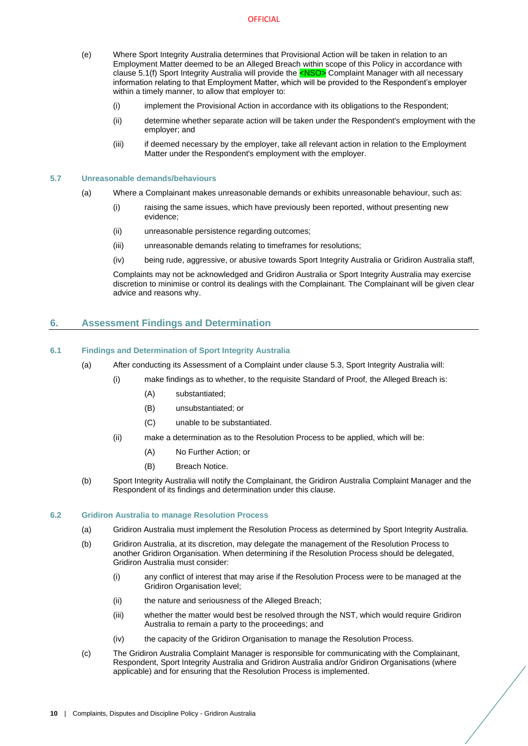(e) Where Sport Integrity Australia determines that Provisional Action will be taken in relation to an Employment Matter deemed to be an Alleged Breach within scope of this Policy in accordance with clause 5.1(f) Sport Integrity Australia will provide the <NSO> Complaint Manager with all necessary information relating to that Employment Matter, which will be provided to the Respondent's employer within a timely manner, to allow that employer to:

   (i) implement the Provisional Action in accordance with its obligations to the Respondent;

   (ii) determine whether separate action will be taken under the Respondent's employment with the employer; and

   (iii) if deemed necessary by the employer, take all relevant action in relation to the Employment Matter under the Respondent's employment with the employer.

### 5.7 Unreasonable demands/behaviours

(a) Where a Complainant makes unreasonable demands or exhibits unreasonable behaviour, such as:

   (i) raising the same issues, which have previously been reported, without presenting new evidence;

   (ii) unreasonable persistence regarding outcomes;

   (iii) unreasonable demands relating to timeframes for resolutions;

   (iv) being rude, aggressive, or abusive towards Sport Integrity Australia or Gridiron Australia staff,

   Complaints may not be acknowledged and Gridiron Australia or Sport Integrity Australia may exercise discretion to minimise or control its dealings with the Complainant. The Complainant will be given clear advice and reasons why.

## 6. Assessment Findings and Determination

### 6.1 Findings and Determination of Sport Integrity Australia

(a) After conducting its Assessment of a Complaint under clause 5.3, Sport Integrity Australia will:

   (i) make findings as to whether, to the requisite Standard of Proof, the Alleged Breach is:

      (A) substantiated;

      (B) unsubstantiated; or

      (C) unable to be substantiated.

   (ii) make a determination as to the Resolution Process to be applied, which will be:

      (A) No Further Action; or

      (B) Breach Notice.

(b) Sport Integrity Australia will notify the Complainant, the Gridiron Australia Complaint Manager and the Respondent of its findings and determination under this clause.

### 6.2 Gridiron Australia to manage Resolution Process

(a) Gridiron Australia must implement the Resolution Process as determined by Sport Integrity Australia.

(b) Gridiron Australia, at its discretion, may delegate the management of the Resolution Process to another Gridiron Organisation. When determining if the Resolution Process should be delegated, Gridiron Australia must consider:

   (i) any conflict of interest that may arise if the Resolution Process were to be managed at the Gridiron Organisation level;

   (ii) the nature and seriousness of the Alleged Breach;

   (iii) whether the matter would best be resolved through the NST, which would require Gridiron Australia to remain a party to the proceedings; and

   (iv) the capacity of the Gridiron Organisation to manage the Resolution Process.

(c) The Gridiron Australia Complaint Manager is responsible for communicating with the Complainant, Respondent, Sport Integrity Australia and Gridiron Australia and/or Gridiron Organisations (where applicable) and for ensuring that the Resolution Process is implemented.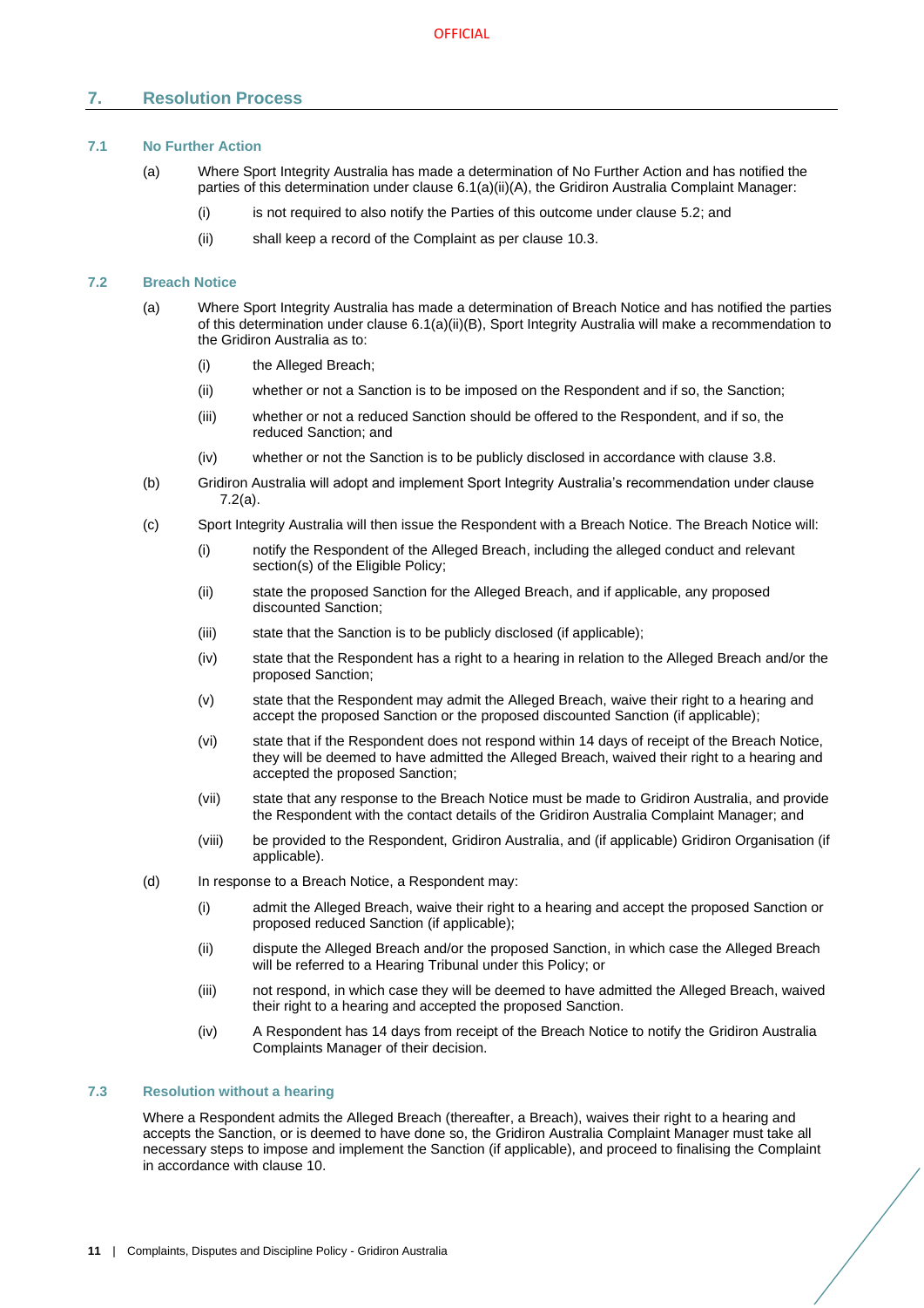## 7. Resolution Process

### 7.1 No Further Action

(a) Where Sport Integrity Australia has made a determination of No Further Action and has notified the parties of this determination under clause 6.1(a)(ii)(A), the Gridiron Australia Complaint Manager:

(i) is not required to also notify the Parties of this outcome under clause 5.2; and

(ii) shall keep a record of the Complaint as per clause 10.3.

### 7.2 Breach Notice

(a) Where Sport Integrity Australia has made a determination of Breach Notice and has notified the parties of this determination under clause 6.1(a)(ii)(B), Sport Integrity Australia will make a recommendation to the Gridiron Australia as to:

(i) the Alleged Breach;

(ii) whether or not a Sanction is to be imposed on the Respondent and if so, the Sanction;

(iii) whether or not a reduced Sanction should be offered to the Respondent, and if so, the reduced Sanction; and

(iv) whether or not the Sanction is to be publicly disclosed in accordance with clause 3.8.

(b) Gridiron Australia will adopt and implement Sport Integrity Australia's recommendation under clause 7.2(a).

(c) Sport Integrity Australia will then issue the Respondent with a Breach Notice. The Breach Notice will:

(i) notify the Respondent of the Alleged Breach, including the alleged conduct and relevant section(s) of the Eligible Policy;

(ii) state the proposed Sanction for the Alleged Breach, and if applicable, any proposed discounted Sanction;

(iii) state that the Sanction is to be publicly disclosed (if applicable);

(iv) state that the Respondent has a right to a hearing in relation to the Alleged Breach and/or the proposed Sanction;

(v) state that the Respondent may admit the Alleged Breach, waive their right to a hearing and accept the proposed Sanction or the proposed discounted Sanction (if applicable);

(vi) state that if the Respondent does not respond within 14 days of receipt of the Breach Notice, they will be deemed to have admitted the Alleged Breach, waived their right to a hearing and accepted the proposed Sanction;

(vii) state that any response to the Breach Notice must be made to Gridiron Australia, and provide the Respondent with the contact details of the Gridiron Australia Complaint Manager; and

(viii) be provided to the Respondent, Gridiron Australia, and (if applicable) Gridiron Organisation (if applicable).

(d) In response to a Breach Notice, a Respondent may:

(i) admit the Alleged Breach, waive their right to a hearing and accept the proposed Sanction or proposed reduced Sanction (if applicable);

(ii) dispute the Alleged Breach and/or the proposed Sanction, in which case the Alleged Breach will be referred to a Hearing Tribunal under this Policy; or

(iii) not respond, in which case they will be deemed to have admitted the Alleged Breach, waived their right to a hearing and accepted the proposed Sanction.

(iv) A Respondent has 14 days from receipt of the Breach Notice to notify the Gridiron Australia Complaints Manager of their decision.

### 7.3 Resolution without a hearing

Where a Respondent admits the Alleged Breach (thereafter, a Breach), waives their right to a hearing and accepts the Sanction, or is deemed to have done so, the Gridiron Australia Complaint Manager must take all necessary steps to impose and implement the Sanction (if applicable), and proceed to finalising the Complaint in accordance with clause 10.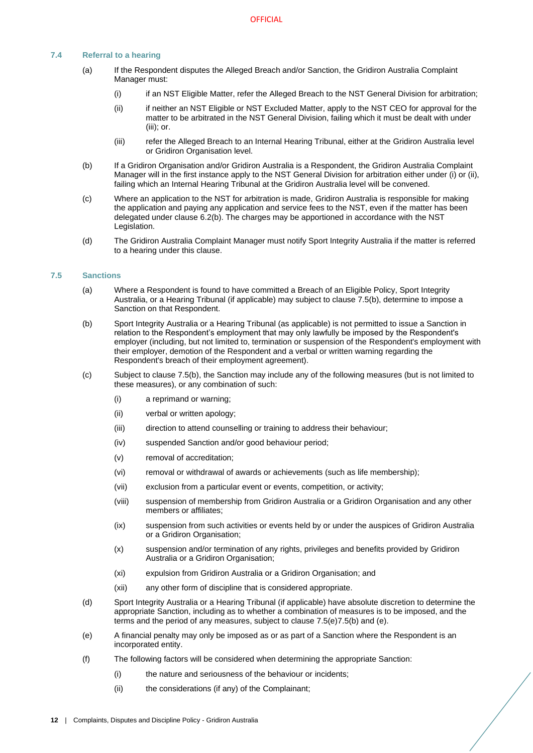### 7.4 Referral to a hearing

(a) If the Respondent disputes the Alleged Breach and/or Sanction, the Gridiron Australia Complaint Manager must:

(i) if an NST Eligible Matter, refer the Alleged Breach to the NST General Division for arbitration;

(ii) if neither an NST Eligible or NST Excluded Matter, apply to the NST CEO for approval for the matter to be arbitrated in the NST General Division, failing which it must be dealt with under (iii); or.

(iii) refer the Alleged Breach to an Internal Hearing Tribunal, either at the Gridiron Australia level or Gridiron Organisation level.

(b) If a Gridiron Organisation and/or Gridiron Australia is a Respondent, the Gridiron Australia Complaint Manager will in the first instance apply to the NST General Division for arbitration either under (i) or (ii), failing which an Internal Hearing Tribunal at the Gridiron Australia level will be convened.

(c) Where an application to the NST for arbitration is made, Gridiron Australia is responsible for making the application and paying any application and service fees to the NST, even if the matter has been delegated under clause 6.2(b). The charges may be apportioned in accordance with the NST Legislation.

(d) The Gridiron Australia Complaint Manager must notify Sport Integrity Australia if the matter is referred to a hearing under this clause.

### 7.5 Sanctions

(a) Where a Respondent is found to have committed a Breach of an Eligible Policy, Sport Integrity Australia, or a Hearing Tribunal (if applicable) may subject to clause 7.5(b), determine to impose a Sanction on that Respondent.

(b) Sport Integrity Australia or a Hearing Tribunal (as applicable) is not permitted to issue a Sanction in relation to the Respondent's employment that may only lawfully be imposed by the Respondent's employer (including, but not limited to, termination or suspension of the Respondent's employment with their employer, demotion of the Respondent and a verbal or written warning regarding the Respondent's breach of their employment agreement).

(c) Subject to clause 7.5(b), the Sanction may include any of the following measures (but is not limited to these measures), or any combination of such:

(i) a reprimand or warning;

(ii) verbal or written apology;

(iii) direction to attend counselling or training to address their behaviour;

(iv) suspended Sanction and/or good behaviour period;

(v) removal of accreditation;

(vi) removal or withdrawal of awards or achievements (such as life membership);

(vii) exclusion from a particular event or events, competition, or activity;

(viii) suspension of membership from Gridiron Australia or a Gridiron Organisation and any other members or affiliates;

(ix) suspension from such activities or events held by or under the auspices of Gridiron Australia or a Gridiron Organisation;

(x) suspension and/or termination of any rights, privileges and benefits provided by Gridiron Australia or a Gridiron Organisation;

(xi) expulsion from Gridiron Australia or a Gridiron Organisation; and

(xii) any other form of discipline that is considered appropriate.

(d) Sport Integrity Australia or a Hearing Tribunal (if applicable) have absolute discretion to determine the appropriate Sanction, including as to whether a combination of measures is to be imposed, and the terms and the period of any measures, subject to clause 7.5(b) and (e).

(e) A financial penalty may only be imposed as or as part of a Sanction where the Respondent is an incorporated entity.

(f) The following factors will be considered when determining the appropriate Sanction:

(i) the nature and seriousness of the behaviour or incidents;

(ii) the considerations (if any) of the Complainant;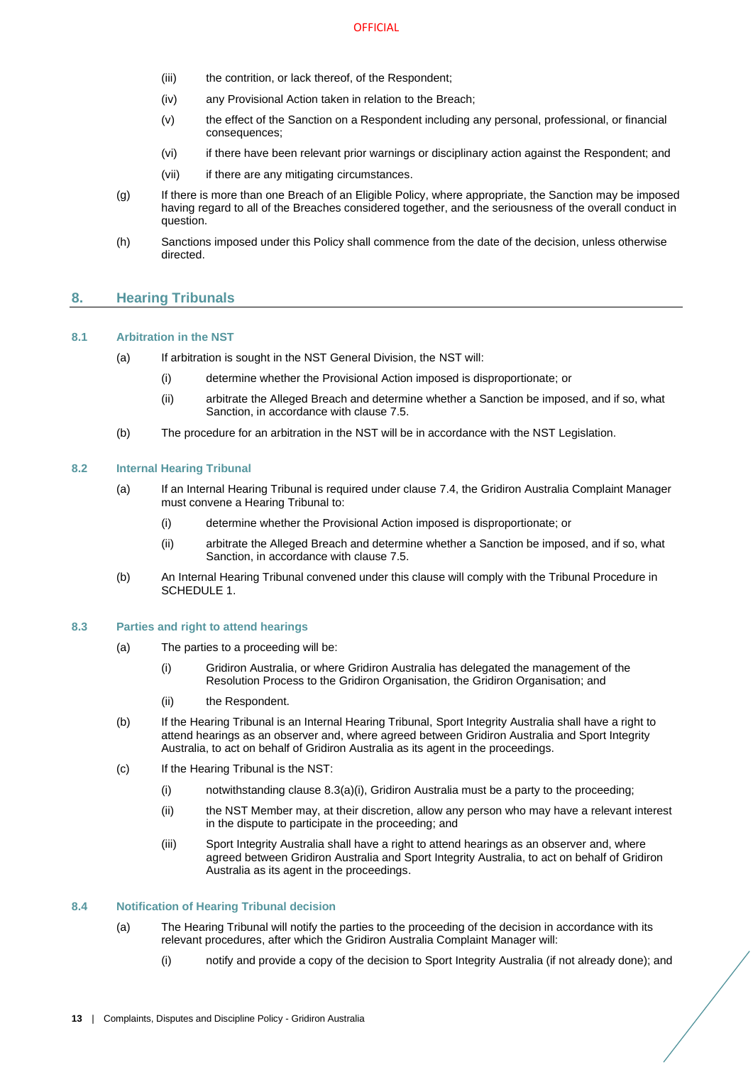(iii) the contrition, or lack thereof, of the Respondent;

(iv) any Provisional Action taken in relation to the Breach;

(v) the effect of the Sanction on a Respondent including any personal, professional, or financial consequences;

(vi) if there have been relevant prior warnings or disciplinary action against the Respondent; and

(vii) if there are any mitigating circumstances.

(g) If there is more than one Breach of an Eligible Policy, where appropriate, the Sanction may be imposed having regard to all of the Breaches considered together, and the seriousness of the overall conduct in question.

(h) Sanctions imposed under this Policy shall commence from the date of the decision, unless otherwise directed.

## 8. Hearing Tribunals

### 8.1 Arbitration in the NST

(a) If arbitration is sought in the NST General Division, the NST will:

(i) determine whether the Provisional Action imposed is disproportionate; or

(ii) arbitrate the Alleged Breach and determine whether a Sanction be imposed, and if so, what Sanction, in accordance with clause 7.5.

(b) The procedure for an arbitration in the NST will be in accordance with the NST Legislation.

### 8.2 Internal Hearing Tribunal

(a) If an Internal Hearing Tribunal is required under clause 7.4, the Gridiron Australia Complaint Manager must convene a Hearing Tribunal to:

(i) determine whether the Provisional Action imposed is disproportionate; or

(ii) arbitrate the Alleged Breach and determine whether a Sanction be imposed, and if so, what Sanction, in accordance with clause 7.5.

(b) An Internal Hearing Tribunal convened under this clause will comply with the Tribunal Procedure in SCHEDULE 1.

### 8.3 Parties and right to attend hearings

(a) The parties to a proceeding will be:

(i) Gridiron Australia, or where Gridiron Australia has delegated the management of the Resolution Process to the Gridiron Organisation, the Gridiron Organisation; and

(ii) the Respondent.

(b) If the Hearing Tribunal is an Internal Hearing Tribunal, Sport Integrity Australia shall have a right to attend hearings as an observer and, where agreed between Gridiron Australia and Sport Integrity Australia, to act on behalf of Gridiron Australia as its agent in the proceedings.

(c) If the Hearing Tribunal is the NST:

(i) notwithstanding clause 8.3(a)(i), Gridiron Australia must be a party to the proceeding;

(ii) the NST Member may, at their discretion, allow any person who may have a relevant interest in the dispute to participate in the proceeding; and

(iii) Sport Integrity Australia shall have a right to attend hearings as an observer and, where agreed between Gridiron Australia and Sport Integrity Australia, to act on behalf of Gridiron Australia as its agent in the proceedings.

### 8.4 Notification of Hearing Tribunal decision

(a) The Hearing Tribunal will notify the parties to the proceeding of the decision in accordance with its relevant procedures, after which the Gridiron Australia Complaint Manager will:

(i) notify and provide a copy of the decision to Sport Integrity Australia (if not already done); and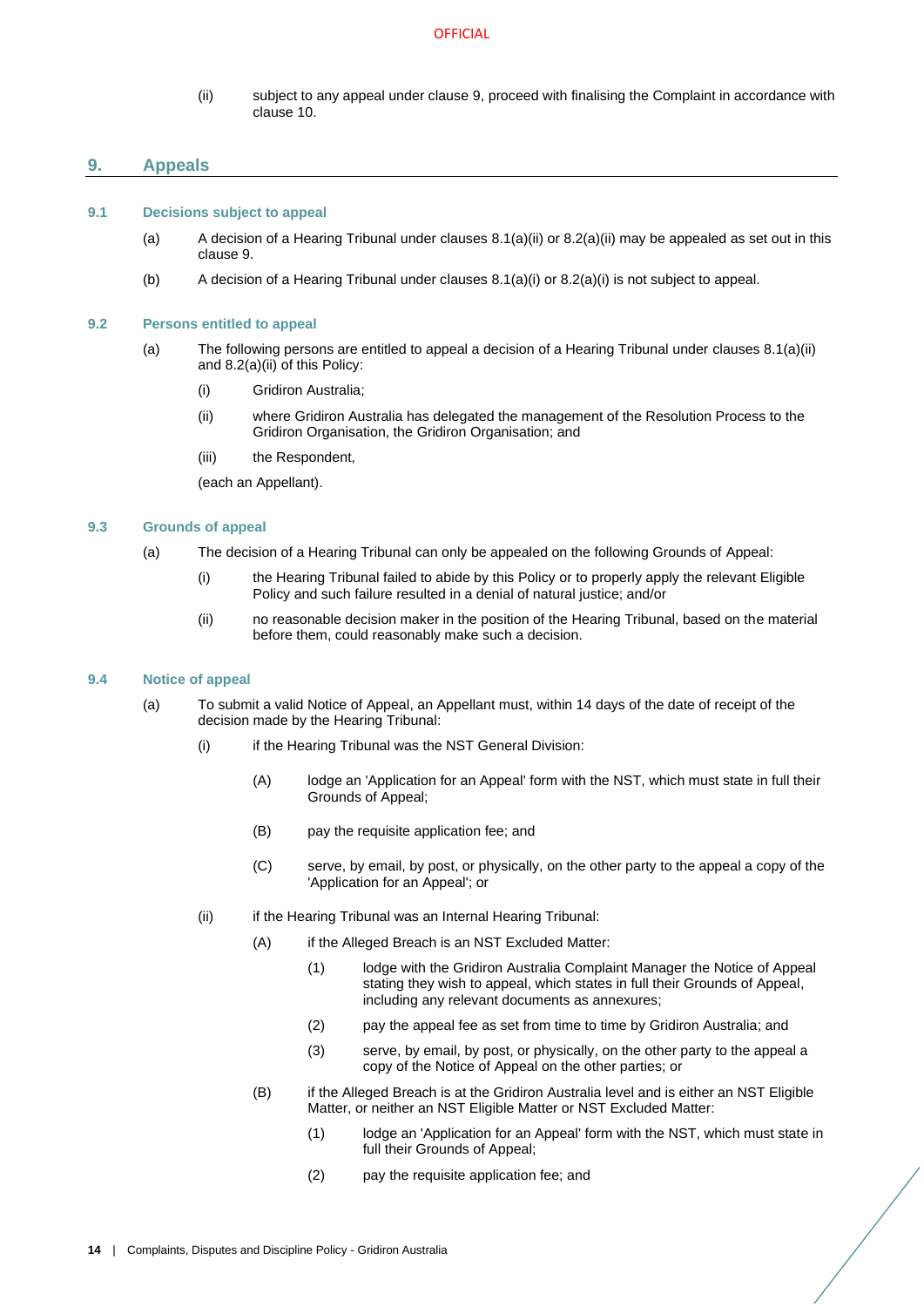(ii) subject to any appeal under clause 9, proceed with finalising the Complaint in accordance with clause 10.

## 9. Appeals

### 9.1 Decisions subject to appeal

(a) A decision of a Hearing Tribunal under clauses 8.1(a)(ii) or 8.2(a)(ii) may be appealed as set out in this clause 9.

(b) A decision of a Hearing Tribunal under clauses 8.1(a)(i) or 8.2(a)(i) is not subject to appeal.

### 9.2 Persons entitled to appeal

(a) The following persons are entitled to appeal a decision of a Hearing Tribunal under clauses 8.1(a)(ii) and 8.2(a)(ii) of this Policy:

(i) Gridiron Australia;

(ii) where Gridiron Australia has delegated the management of the Resolution Process to the Gridiron Organisation, the Gridiron Organisation; and

(iii) the Respondent,

(each an Appellant).

### 9.3 Grounds of appeal

(a) The decision of a Hearing Tribunal can only be appealed on the following Grounds of Appeal:

(i) the Hearing Tribunal failed to abide by this Policy or to properly apply the relevant Eligible Policy and such failure resulted in a denial of natural justice; and/or

(ii) no reasonable decision maker in the position of the Hearing Tribunal, based on the material before them, could reasonably make such a decision.

### 9.4 Notice of appeal

(a) To submit a valid Notice of Appeal, an Appellant must, within 14 days of the date of receipt of the decision made by the Hearing Tribunal:

(i) if the Hearing Tribunal was the NST General Division:

(A) lodge an 'Application for an Appeal' form with the NST, which must state in full their Grounds of Appeal;

(B) pay the requisite application fee; and

(C) serve, by email, by post, or physically, on the other party to the appeal a copy of the 'Application for an Appeal'; or

(ii) if the Hearing Tribunal was an Internal Hearing Tribunal:

(A) if the Alleged Breach is an NST Excluded Matter:

(1) lodge with the Gridiron Australia Complaint Manager the Notice of Appeal stating they wish to appeal, which states in full their Grounds of Appeal, including any relevant documents as annexures;

(2) pay the appeal fee as set from time to time by Gridiron Australia; and

(3) serve, by email, by post, or physically, on the other party to the appeal a copy of the Notice of Appeal on the other parties; or

(B) if the Alleged Breach is at the Gridiron Australia level and is either an NST Eligible Matter, or neither an NST Eligible Matter or NST Excluded Matter:

(1) lodge an 'Application for an Appeal' form with the NST, which must state in full their Grounds of Appeal;

(2) pay the requisite application fee; and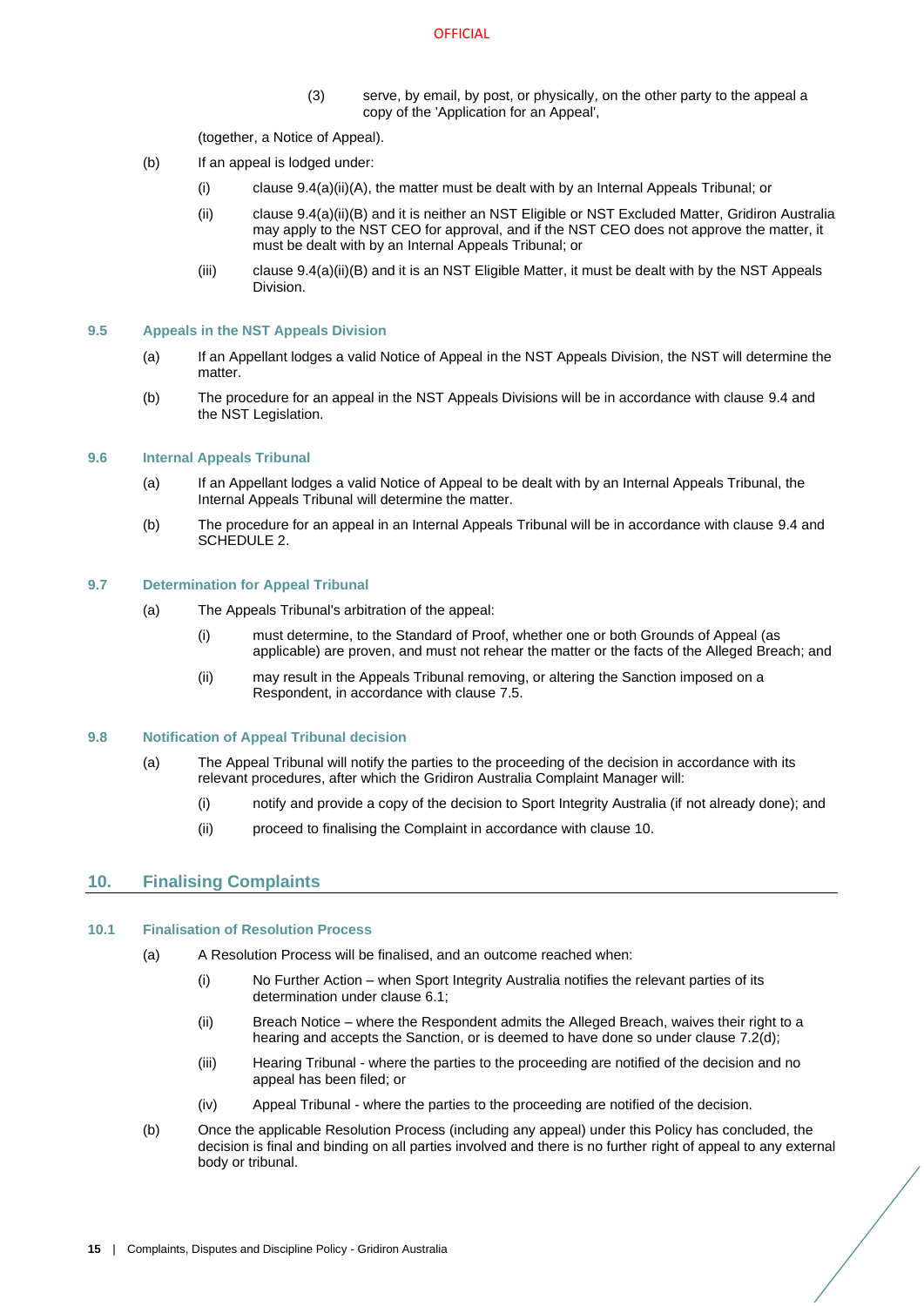(3) serve, by email, by post, or physically, on the other party to the appeal a copy of the 'Application for an Appeal',

(together, a Notice of Appeal).

(b) If an appeal is lodged under:

(i) clause 9.4(a)(ii)(A), the matter must be dealt with by an Internal Appeals Tribunal; or

(ii) clause 9.4(a)(ii)(B) and it is neither an NST Eligible or NST Excluded Matter, Gridiron Australia may apply to the NST CEO for approval, and if the NST CEO does not approve the matter, it must be dealt with by an Internal Appeals Tribunal; or

(iii) clause 9.4(a)(ii)(B) and it is an NST Eligible Matter, it must be dealt with by the NST Appeals Division.

### 9.5 Appeals in the NST Appeals Division

(a) If an Appellant lodges a valid Notice of Appeal in the NST Appeals Division, the NST will determine the matter.

(b) The procedure for an appeal in the NST Appeals Divisions will be in accordance with clause 9.4 and the NST Legislation.

### 9.6 Internal Appeals Tribunal

(a) If an Appellant lodges a valid Notice of Appeal to be dealt with by an Internal Appeals Tribunal, the Internal Appeals Tribunal will determine the matter.

(b) The procedure for an appeal in an Internal Appeals Tribunal will be in accordance with clause 9.4 and SCHEDULE 2.

### 9.7 Determination for Appeal Tribunal

(a) The Appeals Tribunal's arbitration of the appeal:

(i) must determine, to the Standard of Proof, whether one or both Grounds of Appeal (as applicable) are proven, and must not rehear the matter or the facts of the Alleged Breach; and

(ii) may result in the Appeals Tribunal removing, or altering the Sanction imposed on a Respondent, in accordance with clause 7.5.

### 9.8 Notification of Appeal Tribunal decision

(a) The Appeal Tribunal will notify the parties to the proceeding of the decision in accordance with its relevant procedures, after which the Gridiron Australia Complaint Manager will:

(i) notify and provide a copy of the decision to Sport Integrity Australia (if not already done); and

(ii) proceed to finalising the Complaint in accordance with clause 10.

## 10. Finalising Complaints

### 10.1 Finalisation of Resolution Process

(a) A Resolution Process will be finalised, and an outcome reached when:

(i) No Further Action – when Sport Integrity Australia notifies the relevant parties of its determination under clause 6.1;

(ii) Breach Notice – where the Respondent admits the Alleged Breach, waives their right to a hearing and accepts the Sanction, or is deemed to have done so under clause 7.2(d);

(iii) Hearing Tribunal - where the parties to the proceeding are notified of the decision and no appeal has been filed; or

(iv) Appeal Tribunal - where the parties to the proceeding are notified of the decision.

(b) Once the applicable Resolution Process (including any appeal) under this Policy has concluded, the decision is final and binding on all parties involved and there is no further right of appeal to any external body or tribunal.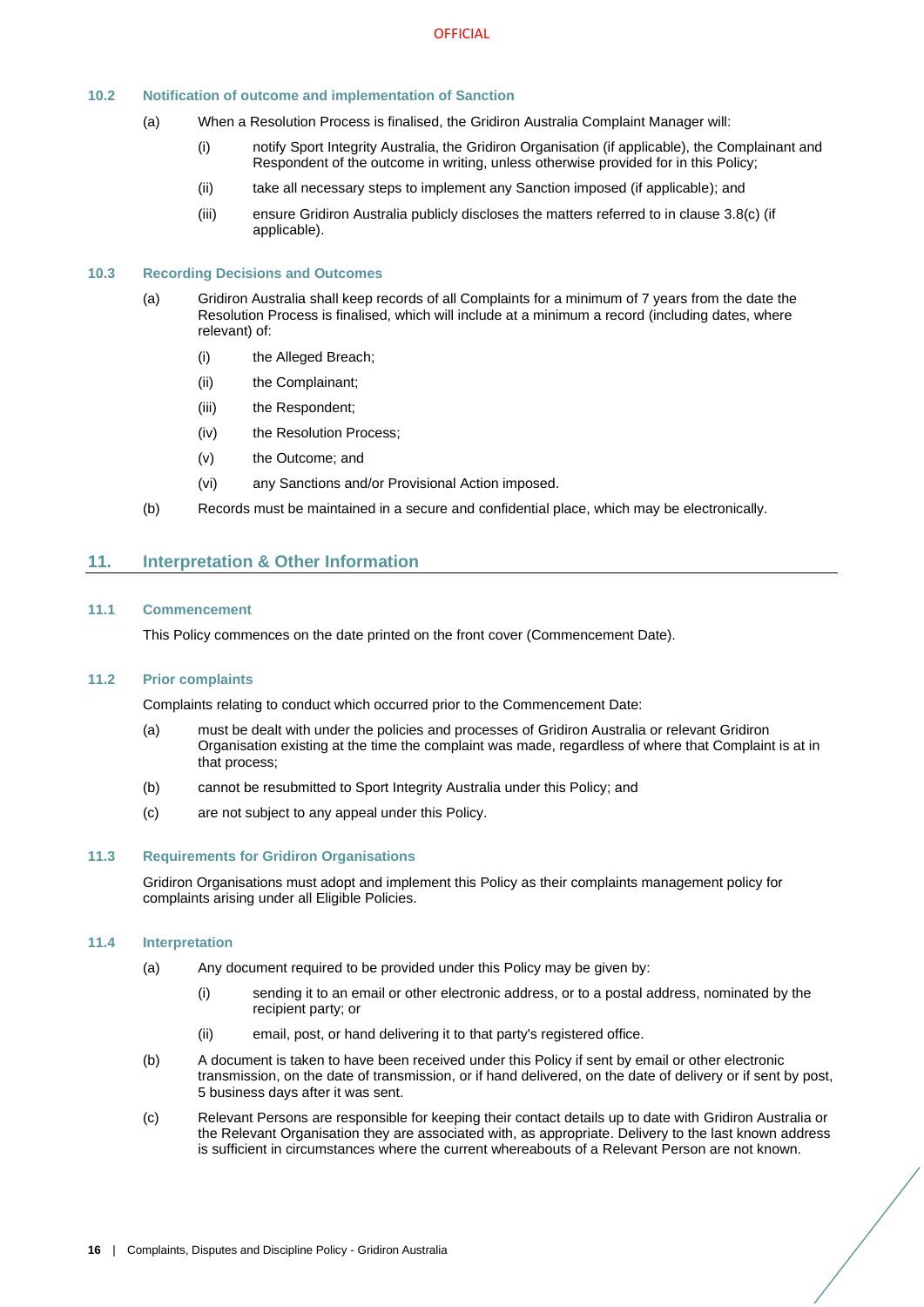### 10.2 Notification of outcome and implementation of Sanction

(a) When a Resolution Process is finalised, the Gridiron Australia Complaint Manager will:

   (i) notify Sport Integrity Australia, the Gridiron Organisation (if applicable), the Complainant and Respondent of the outcome in writing, unless otherwise provided for in this Policy;

   (ii) take all necessary steps to implement any Sanction imposed (if applicable); and

   (iii) ensure Gridiron Australia publicly discloses the matters referred to in clause 3.8(c) (if applicable).

### 10.3 Recording Decisions and Outcomes

(a) Gridiron Australia shall keep records of all Complaints for a minimum of 7 years from the date the Resolution Process is finalised, which will include at a minimum a record (including dates, where relevant) of:

   (i) the Alleged Breach;

   (ii) the Complainant;

   (iii) the Respondent;

   (iv) the Resolution Process;

   (v) the Outcome; and

   (vi) any Sanctions and/or Provisional Action imposed.

(b) Records must be maintained in a secure and confidential place, which may be electronically.

## 11. Interpretation & Other Information

### 11.1 Commencement

This Policy commences on the date printed on the front cover (Commencement Date).

### 11.2 Prior complaints

Complaints relating to conduct which occurred prior to the Commencement Date:

(a) must be dealt with under the policies and processes of Gridiron Australia or relevant Gridiron Organisation existing at the time the complaint was made, regardless of where that Complaint is at in that process;

(b) cannot be resubmitted to Sport Integrity Australia under this Policy; and

(c) are not subject to any appeal under this Policy.

### 11.3 Requirements for Gridiron Organisations

Gridiron Organisations must adopt and implement this Policy as their complaints management policy for complaints arising under all Eligible Policies.

### 11.4 Interpretation

(a) Any document required to be provided under this Policy may be given by:

   (i) sending it to an email or other electronic address, or to a postal address, nominated by the recipient party; or

   (ii) email, post, or hand delivering it to that party's registered office.

(b) A document is taken to have been received under this Policy if sent by email or other electronic transmission, on the date of transmission, or if hand delivered, on the date of delivery or if sent by post, 5 business days after it was sent.

(c) Relevant Persons are responsible for keeping their contact details up to date with Gridiron Australia or the Relevant Organisation they are associated with, as appropriate. Delivery to the last known address is sufficient in circumstances where the current whereabouts of a Relevant Person are not known.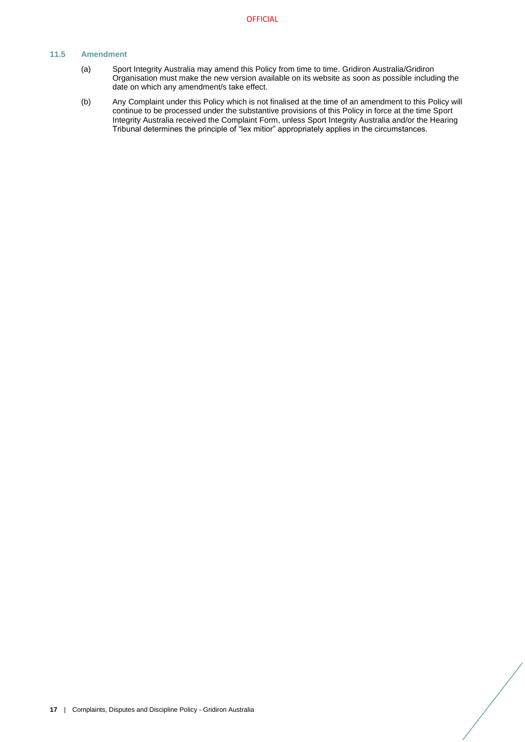### 11.5 Amendment

(a) Sport Integrity Australia may amend this Policy from time to time. Gridiron Australia/Gridiron Organisation must make the new version available on its website as soon as possible including the date on which any amendment/s take effect.

(b) Any Complaint under this Policy which is not finalised at the time of an amendment to this Policy will continue to be processed under the substantive provisions of this Policy in force at the time Sport Integrity Australia received the Complaint Form, unless Sport Integrity Australia and/or the Hearing Tribunal determines the principle of "lex mitior" appropriately applies in the circumstances.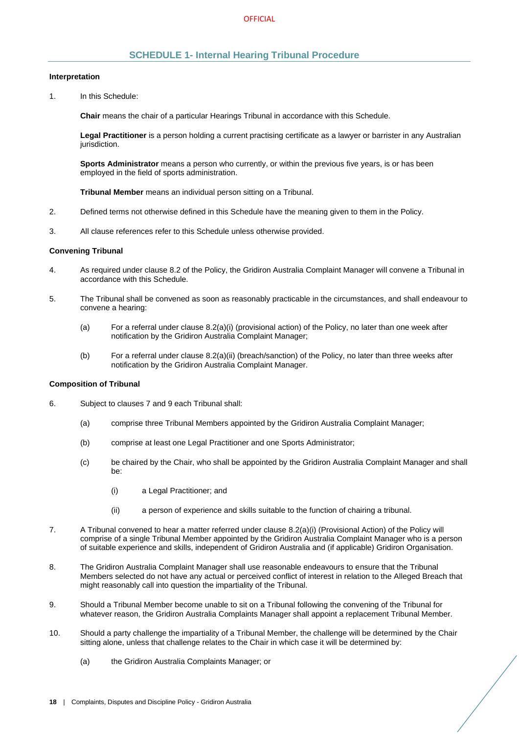## SCHEDULE 1- Internal Hearing Tribunal Procedure

**Interpretation**

1. In this Schedule:

   **Chair** means the chair of a particular Hearings Tribunal in accordance with this Schedule.

   **Legal Practitioner** is a person holding a current practising certificate as a lawyer or barrister in any Australian jurisdiction.

   **Sports Administrator** means a person who currently, or within the previous five years, is or has been employed in the field of sports administration.

   **Tribunal Member** means an individual person sitting on a Tribunal.

2. Defined terms not otherwise defined in this Schedule have the meaning given to them in the Policy.

3. All clause references refer to this Schedule unless otherwise provided.

**Convening Tribunal**

4. As required under clause 8.2 of the Policy, the Gridiron Australia Complaint Manager will convene a Tribunal in accordance with this Schedule.

5. The Tribunal shall be convened as soon as reasonably practicable in the circumstances, and shall endeavour to convene a hearing:

   (a) For a referral under clause 8.2(a)(i) (provisional action) of the Policy, no later than one week after notification by the Gridiron Australia Complaint Manager;

   (b) For a referral under clause 8.2(a)(ii) (breach/sanction) of the Policy, no later than three weeks after notification by the Gridiron Australia Complaint Manager.

**Composition of Tribunal**

6. Subject to clauses 7 and 9 each Tribunal shall:

   (a) comprise three Tribunal Members appointed by the Gridiron Australia Complaint Manager;

   (b) comprise at least one Legal Practitioner and one Sports Administrator;

   (c) be chaired by the Chair, who shall be appointed by the Gridiron Australia Complaint Manager and shall be:

      (i) a Legal Practitioner; and

      (ii) a person of experience and skills suitable to the function of chairing a tribunal.

7. A Tribunal convened to hear a matter referred under clause 8.2(a)(i) (Provisional Action) of the Policy will comprise of a single Tribunal Member appointed by the Gridiron Australia Complaint Manager who is a person of suitable experience and skills, independent of Gridiron Australia and (if applicable) Gridiron Organisation.

8. The Gridiron Australia Complaint Manager shall use reasonable endeavours to ensure that the Tribunal Members selected do not have any actual or perceived conflict of interest in relation to the Alleged Breach that might reasonably call into question the impartiality of the Tribunal.

9. Should a Tribunal Member become unable to sit on a Tribunal following the convening of the Tribunal for whatever reason, the Gridiron Australia Complaints Manager shall appoint a replacement Tribunal Member.

10. Should a party challenge the impartiality of a Tribunal Member, the challenge will be determined by the Chair sitting alone, unless that challenge relates to the Chair in which case it will be determined by:

    (a) the Gridiron Australia Complaints Manager; or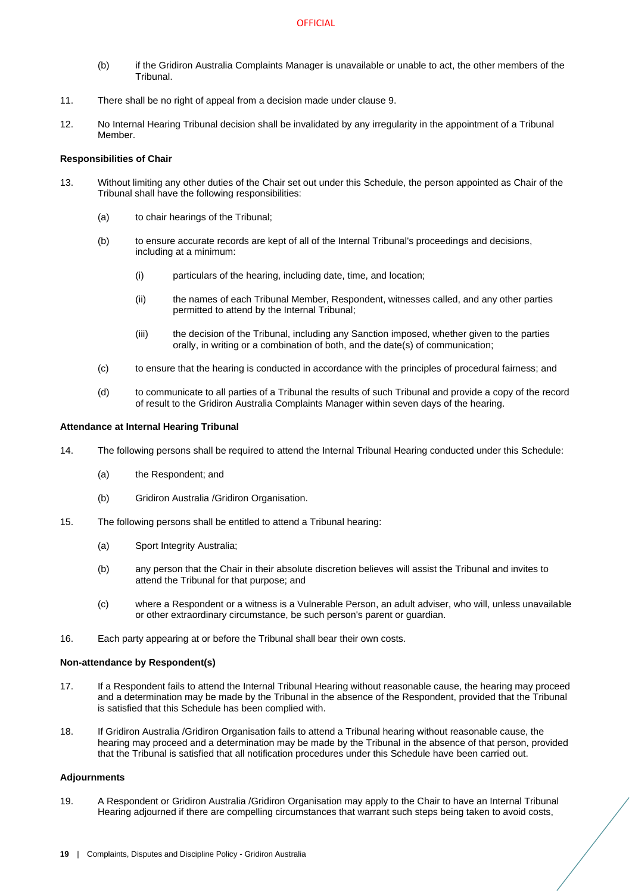(b) if the Gridiron Australia Complaints Manager is unavailable or unable to act, the other members of the Tribunal.

11. There shall be no right of appeal from a decision made under clause 9.

12. No Internal Hearing Tribunal decision shall be invalidated by any irregularity in the appointment of a Tribunal Member.

**Responsibilities of Chair**

13. Without limiting any other duties of the Chair set out under this Schedule, the person appointed as Chair of the Tribunal shall have the following responsibilities:

    (a) to chair hearings of the Tribunal;

    (b) to ensure accurate records are kept of all of the Internal Tribunal's proceedings and decisions, including at a minimum:

        (i) particulars of the hearing, including date, time, and location;

        (ii) the names of each Tribunal Member, Respondent, witnesses called, and any other parties permitted to attend by the Internal Tribunal;

        (iii) the decision of the Tribunal, including any Sanction imposed, whether given to the parties orally, in writing or a combination of both, and the date(s) of communication;

    (c) to ensure that the hearing is conducted in accordance with the principles of procedural fairness; and

    (d) to communicate to all parties of a Tribunal the results of such Tribunal and provide a copy of the record of result to the Gridiron Australia Complaints Manager within seven days of the hearing.

**Attendance at Internal Hearing Tribunal**

14. The following persons shall be required to attend the Internal Tribunal Hearing conducted under this Schedule:

    (a) the Respondent; and

    (b) Gridiron Australia /Gridiron Organisation.

15. The following persons shall be entitled to attend a Tribunal hearing:

    (a) Sport Integrity Australia;

    (b) any person that the Chair in their absolute discretion believes will assist the Tribunal and invites to attend the Tribunal for that purpose; and

    (c) where a Respondent or a witness is a Vulnerable Person, an adult adviser, who will, unless unavailable or other extraordinary circumstance, be such person's parent or guardian.

16. Each party appearing at or before the Tribunal shall bear their own costs.

**Non-attendance by Respondent(s)**

17. If a Respondent fails to attend the Internal Tribunal Hearing without reasonable cause, the hearing may proceed and a determination may be made by the Tribunal in the absence of the Respondent, provided that the Tribunal is satisfied that this Schedule has been complied with.

18. If Gridiron Australia /Gridiron Organisation fails to attend a Tribunal hearing without reasonable cause, the hearing may proceed and a determination may be made by the Tribunal in the absence of that person, provided that the Tribunal is satisfied that all notification procedures under this Schedule have been carried out.

**Adjournments**

19. A Respondent or Gridiron Australia /Gridiron Organisation may apply to the Chair to have an Internal Tribunal Hearing adjourned if there are compelling circumstances that warrant such steps being taken to avoid costs,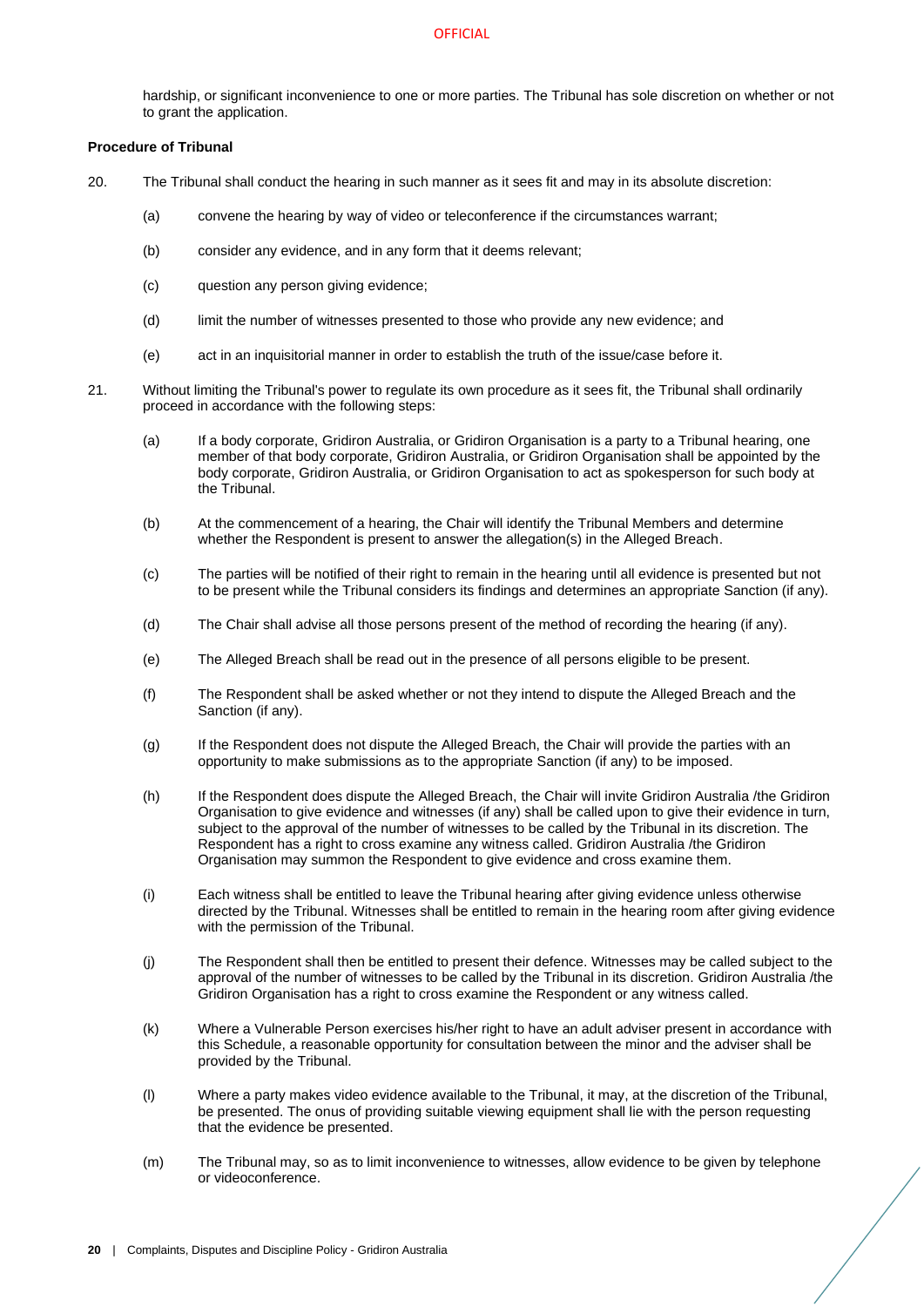hardship, or significant inconvenience to one or more parties. The Tribunal has sole discretion on whether or not to grant the application.

**Procedure of Tribunal**

20. The Tribunal shall conduct the hearing in such manner as it sees fit and may in its absolute discretion:

    (a) convene the hearing by way of video or teleconference if the circumstances warrant;

    (b) consider any evidence, and in any form that it deems relevant;

    (c) question any person giving evidence;

    (d) limit the number of witnesses presented to those who provide any new evidence; and

    (e) act in an inquisitorial manner in order to establish the truth of the issue/case before it.

21. Without limiting the Tribunal's power to regulate its own procedure as it sees fit, the Tribunal shall ordinarily proceed in accordance with the following steps:

    (a) If a body corporate, Gridiron Australia, or Gridiron Organisation is a party to a Tribunal hearing, one member of that body corporate, Gridiron Australia, or Gridiron Organisation shall be appointed by the body corporate, Gridiron Australia, or Gridiron Organisation to act as spokesperson for such body at the Tribunal.

    (b) At the commencement of a hearing, the Chair will identify the Tribunal Members and determine whether the Respondent is present to answer the allegation(s) in the Alleged Breach.

    (c) The parties will be notified of their right to remain in the hearing until all evidence is presented but not to be present while the Tribunal considers its findings and determines an appropriate Sanction (if any).

    (d) The Chair shall advise all those persons present of the method of recording the hearing (if any).

    (e) The Alleged Breach shall be read out in the presence of all persons eligible to be present.

    (f) The Respondent shall be asked whether or not they intend to dispute the Alleged Breach and the Sanction (if any).

    (g) If the Respondent does not dispute the Alleged Breach, the Chair will provide the parties with an opportunity to make submissions as to the appropriate Sanction (if any) to be imposed.

    (h) If the Respondent does dispute the Alleged Breach, the Chair will invite Gridiron Australia /the Gridiron Organisation to give evidence and witnesses (if any) shall be called upon to give their evidence in turn, subject to the approval of the number of witnesses to be called by the Tribunal in its discretion. The Respondent has a right to cross examine any witness called. Gridiron Australia /the Gridiron Organisation may summon the Respondent to give evidence and cross examine them.

    (i) Each witness shall be entitled to leave the Tribunal hearing after giving evidence unless otherwise directed by the Tribunal. Witnesses shall be entitled to remain in the hearing room after giving evidence with the permission of the Tribunal.

    (j) The Respondent shall then be entitled to present their defence. Witnesses may be called subject to the approval of the number of witnesses to be called by the Tribunal in its discretion. Gridiron Australia /the Gridiron Organisation has a right to cross examine the Respondent or any witness called.

    (k) Where a Vulnerable Person exercises his/her right to have an adult adviser present in accordance with this Schedule, a reasonable opportunity for consultation between the minor and the adviser shall be provided by the Tribunal.

    (l) Where a party makes video evidence available to the Tribunal, it may, at the discretion of the Tribunal, be presented. The onus of providing suitable viewing equipment shall lie with the person requesting that the evidence be presented.

    (m) The Tribunal may, so as to limit inconvenience to witnesses, allow evidence to be given by telephone or videoconference.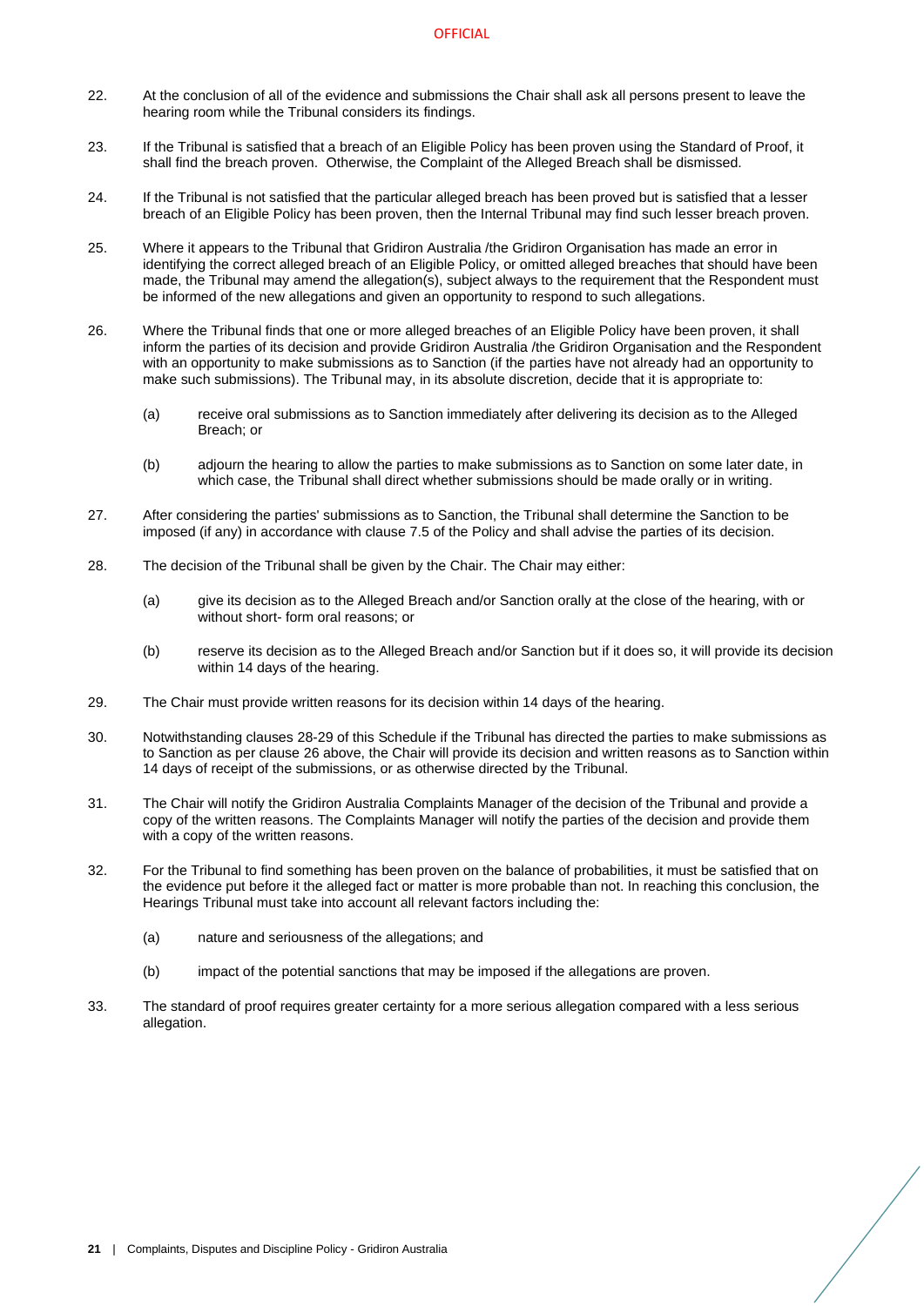22. At the conclusion of all of the evidence and submissions the Chair shall ask all persons present to leave the hearing room while the Tribunal considers its findings.

23. If the Tribunal is satisfied that a breach of an Eligible Policy has been proven using the Standard of Proof, it shall find the breach proven. Otherwise, the Complaint of the Alleged Breach shall be dismissed.

24. If the Tribunal is not satisfied that the particular alleged breach has been proved but is satisfied that a lesser breach of an Eligible Policy has been proven, then the Internal Tribunal may find such lesser breach proven.

25. Where it appears to the Tribunal that Gridiron Australia /the Gridiron Organisation has made an error in identifying the correct alleged breach of an Eligible Policy, or omitted alleged breaches that should have been made, the Tribunal may amend the allegation(s), subject always to the requirement that the Respondent must be informed of the new allegations and given an opportunity to respond to such allegations.

26. Where the Tribunal finds that one or more alleged breaches of an Eligible Policy have been proven, it shall inform the parties of its decision and provide Gridiron Australia /the Gridiron Organisation and the Respondent with an opportunity to make submissions as to Sanction (if the parties have not already had an opportunity to make such submissions). The Tribunal may, in its absolute discretion, decide that it is appropriate to:

    (a) receive oral submissions as to Sanction immediately after delivering its decision as to the Alleged Breach; or

    (b) adjourn the hearing to allow the parties to make submissions as to Sanction on some later date, in which case, the Tribunal shall direct whether submissions should be made orally or in writing.

27. After considering the parties' submissions as to Sanction, the Tribunal shall determine the Sanction to be imposed (if any) in accordance with clause 7.5 of the Policy and shall advise the parties of its decision.

28. The decision of the Tribunal shall be given by the Chair. The Chair may either:

    (a) give its decision as to the Alleged Breach and/or Sanction orally at the close of the hearing, with or without short- form oral reasons; or

    (b) reserve its decision as to the Alleged Breach and/or Sanction but if it does so, it will provide its decision within 14 days of the hearing.

29. The Chair must provide written reasons for its decision within 14 days of the hearing.

30. Notwithstanding clauses 28-29 of this Schedule if the Tribunal has directed the parties to make submissions as to Sanction as per clause 26 above, the Chair will provide its decision and written reasons as to Sanction within 14 days of receipt of the submissions, or as otherwise directed by the Tribunal.

31. The Chair will notify the Gridiron Australia Complaints Manager of the decision of the Tribunal and provide a copy of the written reasons. The Complaints Manager will notify the parties of the decision and provide them with a copy of the written reasons.

32. For the Tribunal to find something has been proven on the balance of probabilities, it must be satisfied that on the evidence put before it the alleged fact or matter is more probable than not. In reaching this conclusion, the Hearings Tribunal must take into account all relevant factors including the:

    (a) nature and seriousness of the allegations; and

    (b) impact of the potential sanctions that may be imposed if the allegations are proven.

33. The standard of proof requires greater certainty for a more serious allegation compared with a less serious allegation.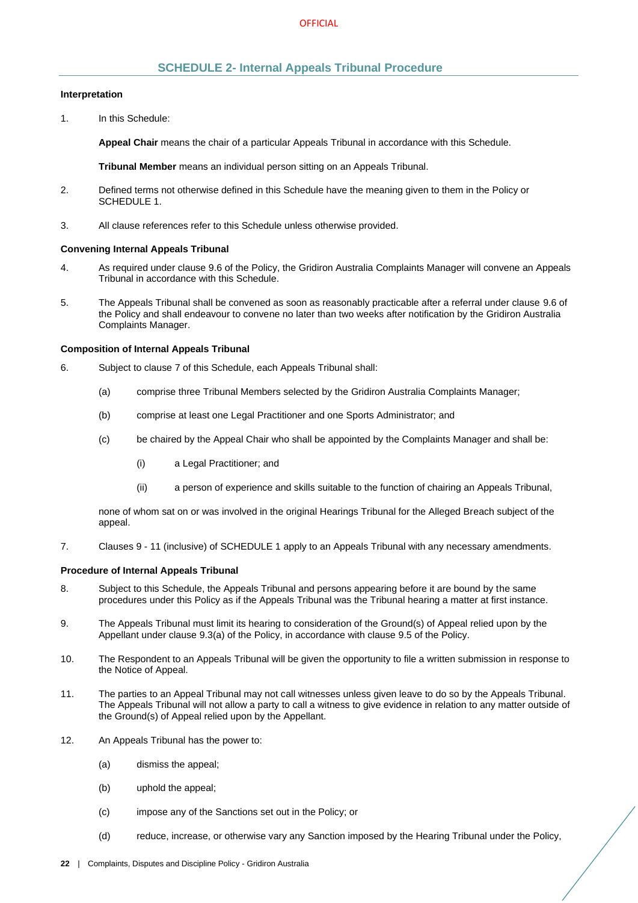## SCHEDULE 2- Internal Appeals Tribunal Procedure

**Interpretation**

1. In this Schedule:

   **Appeal Chair** means the chair of a particular Appeals Tribunal in accordance with this Schedule.

   **Tribunal Member** means an individual person sitting on an Appeals Tribunal.

2. Defined terms not otherwise defined in this Schedule have the meaning given to them in the Policy or SCHEDULE 1.

3. All clause references refer to this Schedule unless otherwise provided.

**Convening Internal Appeals Tribunal**

4. As required under clause 9.6 of the Policy, the Gridiron Australia Complaints Manager will convene an Appeals Tribunal in accordance with this Schedule.

5. The Appeals Tribunal shall be convened as soon as reasonably practicable after a referral under clause 9.6 of the Policy and shall endeavour to convene no later than two weeks after notification by the Gridiron Australia Complaints Manager.

**Composition of Internal Appeals Tribunal**

6. Subject to clause 7 of this Schedule, each Appeals Tribunal shall:

   (a) comprise three Tribunal Members selected by the Gridiron Australia Complaints Manager;

   (b) comprise at least one Legal Practitioner and one Sports Administrator; and

   (c) be chaired by the Appeal Chair who shall be appointed by the Complaints Manager and shall be:

      (i) a Legal Practitioner; and

      (ii) a person of experience and skills suitable to the function of chairing an Appeals Tribunal,

   none of whom sat on or was involved in the original Hearings Tribunal for the Alleged Breach subject of the appeal.

7. Clauses 9 - 11 (inclusive) of SCHEDULE 1 apply to an Appeals Tribunal with any necessary amendments.

**Procedure of Internal Appeals Tribunal**

8. Subject to this Schedule, the Appeals Tribunal and persons appearing before it are bound by the same procedures under this Policy as if the Appeals Tribunal was the Tribunal hearing a matter at first instance.

9. The Appeals Tribunal must limit its hearing to consideration of the Ground(s) of Appeal relied upon by the Appellant under clause 9.3(a) of the Policy, in accordance with clause 9.5 of the Policy.

10. The Respondent to an Appeals Tribunal will be given the opportunity to file a written submission in response to the Notice of Appeal.

11. The parties to an Appeal Tribunal may not call witnesses unless given leave to do so by the Appeals Tribunal. The Appeals Tribunal will not allow a party to call a witness to give evidence in relation to any matter outside of the Ground(s) of Appeal relied upon by the Appellant.

12. An Appeals Tribunal has the power to:

   (a) dismiss the appeal;

   (b) uphold the appeal;

   (c) impose any of the Sanctions set out in the Policy; or

   (d) reduce, increase, or otherwise vary any Sanction imposed by the Hearing Tribunal under the Policy,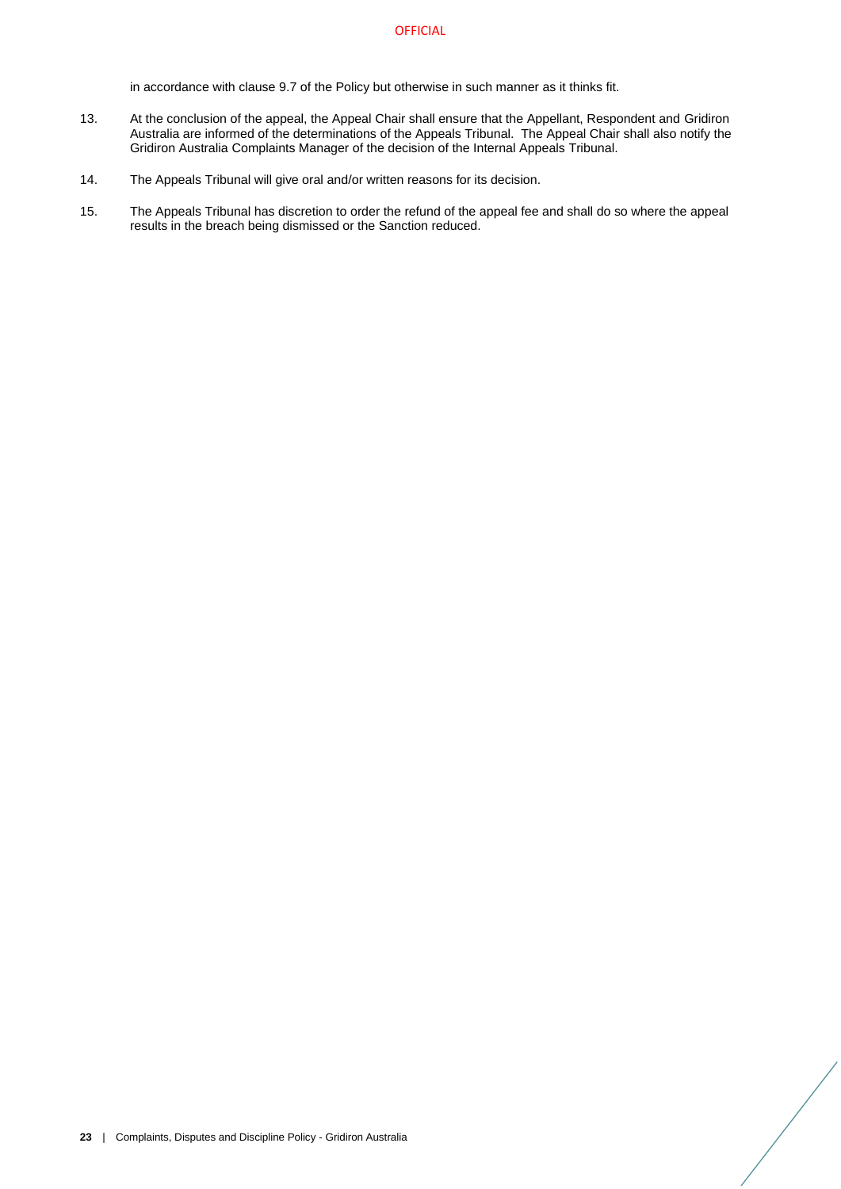in accordance with clause 9.7 of the Policy but otherwise in such manner as it thinks fit.

13. At the conclusion of the appeal, the Appeal Chair shall ensure that the Appellant, Respondent and Gridiron Australia are informed of the determinations of the Appeals Tribunal. The Appeal Chair shall also notify the Gridiron Australia Complaints Manager of the decision of the Internal Appeals Tribunal.

14. The Appeals Tribunal will give oral and/or written reasons for its decision.

15. The Appeals Tribunal has discretion to order the refund of the appeal fee and shall do so where the appeal results in the breach being dismissed or the Sanction reduced.